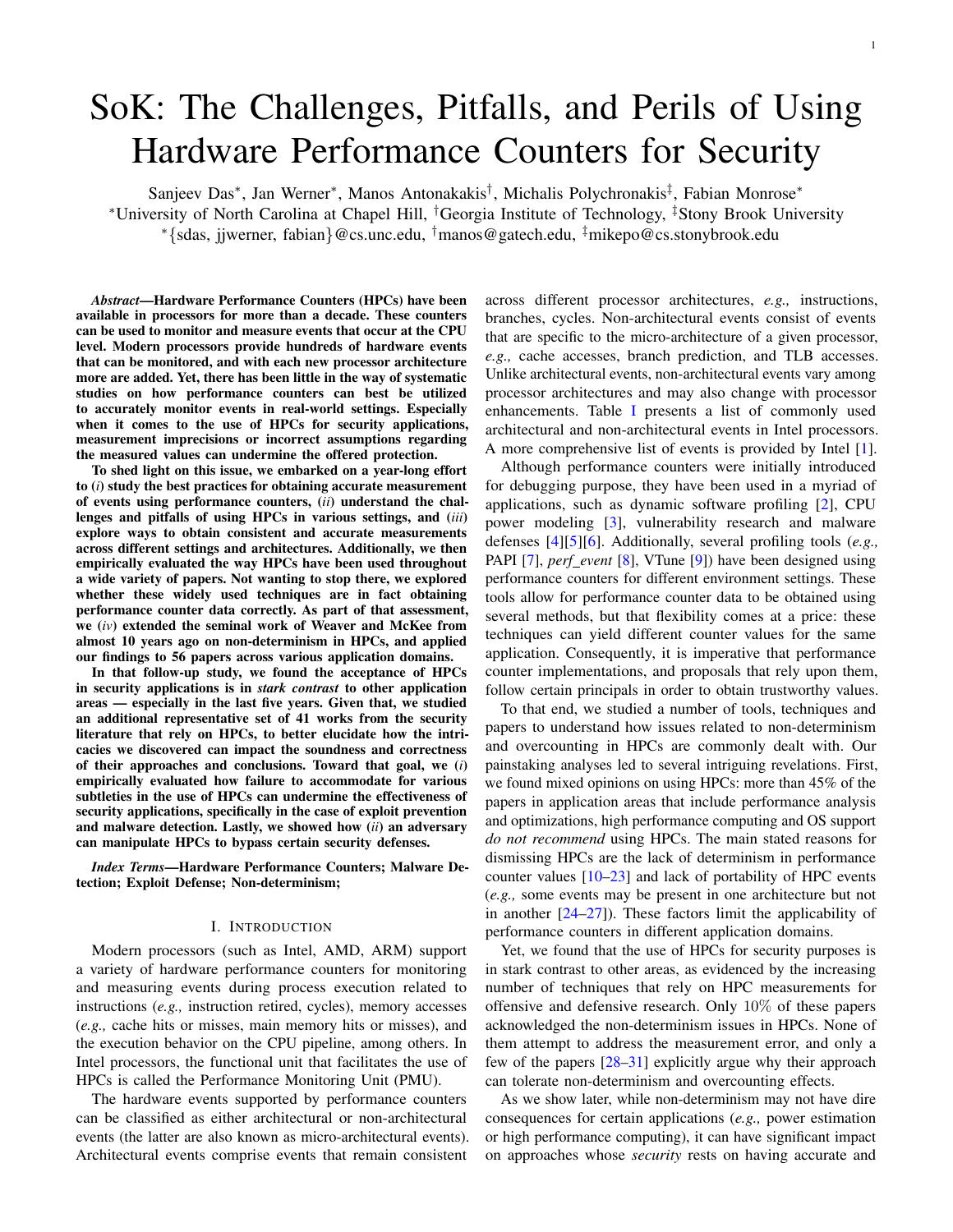# SoK: The Challenges, Pitfalls, and Perils of Using Hardware Performance Counters for Security

Sanjeev Das*, Jan Werner*, Manos Antonakakis†, Michalis Polychronakis‡, Fabian Monrose*

*University of North Carolina at Chapel Hill, †Georgia Institute of Technology, ‡Stony Brook University

*{sdas, jjwerner, fabian}@cs.unc.edu, †manos@gatech.edu, ‡mikepo@cs.stonybrook.edu

***Abstract*—Hardware Performance Counters (HPCs) have been available in processors for more than a decade. These counters can be used to monitor and measure events that occur at the CPU level. Modern processors provide hundreds of hardware events that can be monitored, and with each new processor architecture more are added. Yet, there has been little in the way of systematic studies on how performance counters can best be utilized to accurately monitor events in real-world settings. Especially when it comes to the use of HPCs for security applications, measurement imprecisions or incorrect assumptions regarding the measured values can undermine the offered protection.**

**To shed light on this issue, we embarked on a year-long effort to (*i*) study the best practices for obtaining accurate measurement of events using performance counters, (*ii*) understand the challenges and pitfalls of using HPCs in various settings, and (*iii*) explore ways to obtain consistent and accurate measurements across different settings and architectures. Additionally, we then empirically evaluated the way HPCs have been used throughout a wide variety of papers. Not wanting to stop there, we explored whether these widely used techniques are in fact obtaining performance counter data correctly. As part of that assessment, we (*iv*) extended the seminal work of Weaver and McKee from almost 10 years ago on non-determinism in HPCs, and applied our findings to 56 papers across various application domains.**

**In that follow-up study, we found the acceptance of HPCs in security applications is in *stark contrast* to other application areas — especially in the last five years. Given that, we studied an additional representative set of 41 works from the security literature that rely on HPCs, to better elucidate how the intricacies we discovered can impact the soundness and correctness of their approaches and conclusions. Toward that goal, we (*i*) empirically evaluated how failure to accommodate for various subtleties in the use of HPCs can undermine the effectiveness of security applications, specifically in the case of exploit prevention and malware detection. Lastly, we showed how (*ii*) an adversary can manipulate HPCs to bypass certain security defenses.**

***Index Terms*—Hardware Performance Counters; Malware Detection; Exploit Defense; Non-determinism;**

## I. Introduction

Modern processors (such as Intel, AMD, ARM) support a variety of hardware performance counters for monitoring and measuring events during process execution related to instructions (*e.g.,* instruction retired, cycles), memory accesses (*e.g.,* cache hits or misses, main memory hits or misses), and the execution behavior on the CPU pipeline, among others. In Intel processors, the functional unit that facilitates the use of HPCs is called the Performance Monitoring Unit (PMU).

The hardware events supported by performance counters can be classified as either architectural or non-architectural events (the latter are also known as micro-architectural events). Architectural events comprise events that remain consistent across different processor architectures, *e.g.,* instructions, branches, cycles. Non-architectural events consist of events that are specific to the micro-architecture of a given processor, *e.g.,* cache accesses, branch prediction, and TLB accesses. Unlike architectural events, non-architectural events vary among processor architectures and may also change with processor enhancements. Table I presents a list of commonly used architectural and non-architectural events in Intel processors. A more comprehensive list of events is provided by Intel [1].

Although performance counters were initially introduced for debugging purpose, they have been used in a myriad of applications, such as dynamic software profiling [2], CPU power modeling [3], vulnerability research and malware defenses [4][5][6]. Additionally, several profiling tools (*e.g.,* PAPI [7], *perf_event* [8], VTune [9]) have been designed using performance counters for different environment settings. These tools allow for performance counter data to be obtained using several methods, but that flexibility comes at a price: these techniques can yield different counter values for the same application. Consequently, it is imperative that performance counter implementations, and proposals that rely upon them, follow certain principals in order to obtain trustworthy values.

To that end, we studied a number of tools, techniques and papers to understand how issues related to non-determinism and overcounting in HPCs are commonly dealt with. Our painstaking analyses led to several intriguing revelations. First, we found mixed opinions on using HPCs: more than 45% of the papers in application areas that include performance analysis and optimizations, high performance computing and OS support *do not recommend* using HPCs. The main stated reasons for dismissing HPCs are the lack of determinism in performance counter values [10–23] and lack of portability of HPC events (*e.g.,* some events may be present in one architecture but not in another [24–27]). These factors limit the applicability of performance counters in different application domains.

Yet, we found that the use of HPCs for security purposes is in stark contrast to other areas, as evidenced by the increasing number of techniques that rely on HPC measurements for offensive and defensive research. Only 10% of these papers acknowledged the non-determinism issues in HPCs. None of them attempt to address the measurement error, and only a few of the papers [28–31] explicitly argue why their approach can tolerate non-determinism and overcounting effects.

As we show later, while non-determinism may not have dire consequences for certain applications (*e.g.,* power estimation or high performance computing), it can have significant impact on approaches whose *security* rests on having accurate and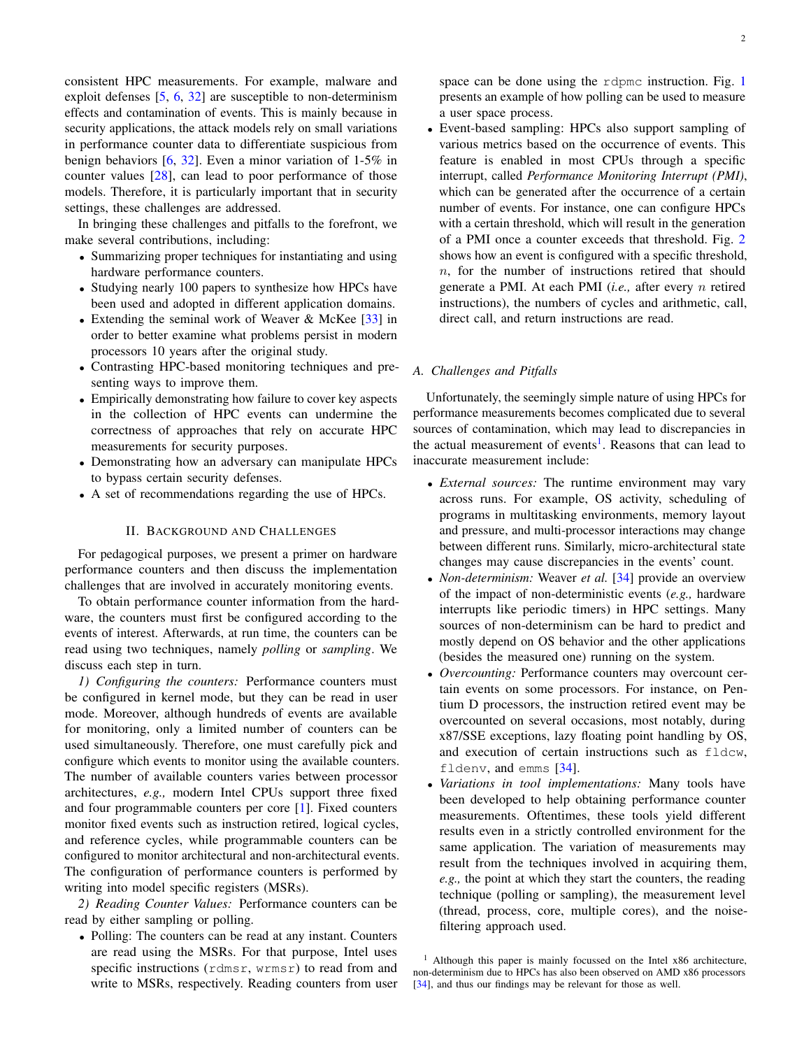consistent HPC measurements. For example, malware and exploit defenses [5, 6, 32] are susceptible to non-determinism effects and contamination of events. This is mainly because in security applications, the attack models rely on small variations in performance counter data to differentiate suspicious from benign behaviors [6, 32]. Even a minor variation of 1-5% in counter values [28], can lead to poor performance of those models. Therefore, it is particularly important that in security settings, these challenges are addressed.

In bringing these challenges and pitfalls to the forefront, we make several contributions, including:

- Summarizing proper techniques for instantiating and using hardware performance counters.
- Studying nearly 100 papers to synthesize how HPCs have been used and adopted in different application domains.
- Extending the seminal work of Weaver & McKee [33] in order to better examine what problems persist in modern processors 10 years after the original study.
- Contrasting HPC-based monitoring techniques and presenting ways to improve them.
- Empirically demonstrating how failure to cover key aspects in the collection of HPC events can undermine the correctness of approaches that rely on accurate HPC measurements for security purposes.
- Demonstrating how an adversary can manipulate HPCs to bypass certain security defenses.
- A set of recommendations regarding the use of HPCs.

## II. Background and Challenges

For pedagogical purposes, we present a primer on hardware performance counters and then discuss the implementation challenges that are involved in accurately monitoring events.

To obtain performance counter information from the hardware, the counters must first be configured according to the events of interest. Afterwards, at run time, the counters can be read using two techniques, namely *polling* or *sampling*. We discuss each step in turn.

*1) Configuring the counters:* Performance counters must be configured in kernel mode, but they can be read in user mode. Moreover, although hundreds of events are available for monitoring, only a limited number of counters can be used simultaneously. Therefore, one must carefully pick and configure which events to monitor using the available counters. The number of available counters varies between processor architectures, *e.g.,* modern Intel CPUs support three fixed and four programmable counters per core [1]. Fixed counters monitor fixed events such as instruction retired, logical cycles, and reference cycles, while programmable counters can be configured to monitor architectural and non-architectural events. The configuration of performance counters is performed by writing into model specific registers (MSRs).

*2) Reading Counter Values:* Performance counters can be read by either sampling or polling.

- Polling: The counters can be read at any instant. Counters are read using the MSRs. For that purpose, Intel uses specific instructions (`rdmsr`, `wrmsr`) to read from and write to MSRs, respectively. Reading counters from user space can be done using the `rdpmc` instruction. Fig. 1 presents an example of how polling can be used to measure a user space process.
- Event-based sampling: HPCs also support sampling of various metrics based on the occurrence of events. This feature is enabled in most CPUs through a specific interrupt, called *Performance Monitoring Interrupt (PMI)*, which can be generated after the occurrence of a certain number of events. For instance, one can configure HPCs with a certain threshold, which will result in the generation of a PMI once a counter exceeds that threshold. Fig. 2 shows how an event is configured with a specific threshold, $n$, for the number of instructions retired that should generate a PMI. At each PMI (*i.e.,* after every $n$ retired instructions), the numbers of cycles and arithmetic, call, direct call, and return instructions are read.

### A. Challenges and Pitfalls

Unfortunately, the seemingly simple nature of using HPCs for performance measurements becomes complicated due to several sources of contamination, which may lead to discrepancies in the actual measurement of events[1]. Reasons that can lead to inaccurate measurement include:

- *External sources:* The runtime environment may vary across runs. For example, OS activity, scheduling of programs in multitasking environments, memory layout and pressure, and multi-processor interactions may change between different runs. Similarly, micro-architectural state changes may cause discrepancies in the events' count.
- *Non-determinism:* Weaver *et al.* [34] provide an overview of the impact of non-deterministic events (*e.g.,* hardware interrupts like periodic timers) in HPC settings. Many sources of non-determinism can be hard to predict and mostly depend on OS behavior and the other applications (besides the measured one) running on the system.
- *Overcounting:* Performance counters may overcount certain events on some processors. For instance, on Pentium D processors, the instruction retired event may be overcounted on several occasions, most notably, during x87/SSE exceptions, lazy floating point handling by OS, and execution of certain instructions such as `fldcw`, `fldenv`, and `emms` [34].
- *Variations in tool implementations:* Many tools have been developed to help obtaining performance counter measurements. Oftentimes, these tools yield different results even in a strictly controlled environment for the same application. The variation of measurements may result from the techniques involved in acquiring them, *e.g.,* the point at which they start the counters, the reading technique (polling or sampling), the measurement level (thread, process, core, multiple cores), and the noise-filtering approach used.

[1] Although this paper is mainly focussed on the Intel x86 architecture, non-determinism due to HPCs has also been observed on AMD x86 processors [34], and thus our findings may be relevant for those as well.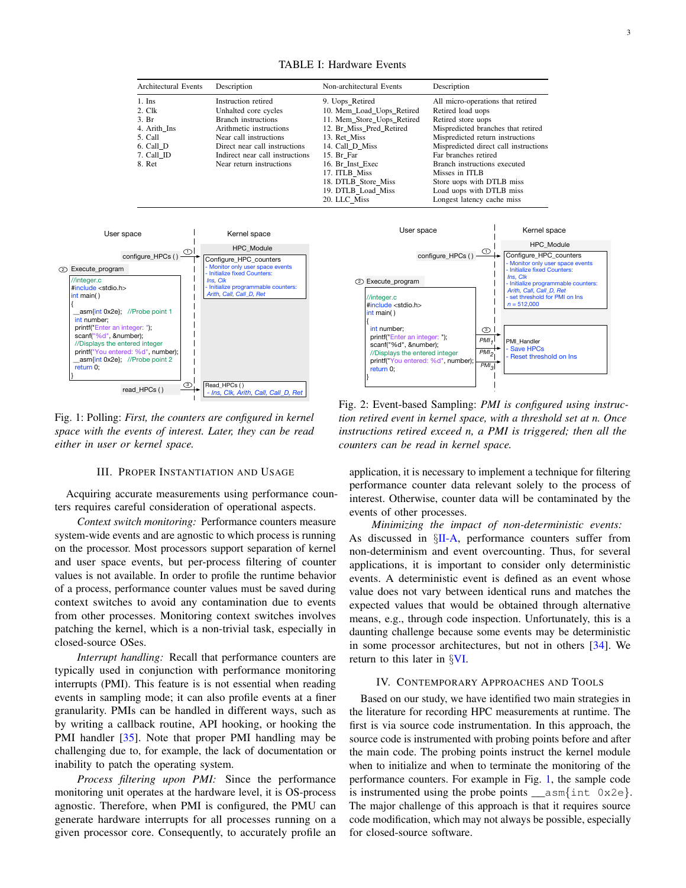TABLE I: Hardware Events

| Architectural Events | Description | Non-architectural Events | Description |
|---|---|---|---|
| 1. Ins | Instruction retired | 9. Uops_Retired | All micro-operations that retired |
| 2. Clk | Unhalted core cycles | 10. Mem_Load_Uops_Retired | Retired load uops |
| 3. Br | Branch instructions | 11. Mem_Store_Uops_Retired | Retired store uops |
| 4. Arith_Ins | Arithmetic instructions | 12. Br_Miss_Pred_Retired | Mispredicted branches that retired |
| 5. Call | Near call instructions | 13. Ret_Miss | Mispredicted return instructions |
| 6. Call_D | Direct near call instructions | 14. Call_D_Miss | Mispredicted direct call instructions |
| 7. Call_ID | Indirect near call instructions | 15. Br_Far | Far branches retired |
| 8. Ret | Near return instructions | 16. Br_Inst_Exec | Branch instructions executed |
| | | 17. ITLB_Miss | Misses in ITLB |
| | | 18. DTLB_Store_Miss | Store uops with DTLB miss |
| | | 19. DTLB_Load_Miss | Load uops with DTLB miss |
| | | 20. LLC_Miss | Longest latency cache miss |

Fig. 1: Polling: *First, the counters are configured in kernel space with the events of interest. Later, they can be read either in user or kernel space.*

Fig. 2: Event-based Sampling: *PMI is configured using instruction retired event in kernel space, with a threshold set at n. Once instructions retired exceed n, a PMI is triggered; then all the counters can be read in kernel space.*

## III. Proper Instantiation and Usage

Acquiring accurate measurements using performance counters requires careful consideration of operational aspects.

*Context switch monitoring:* Performance counters measure system-wide events and are agnostic to which process is running on the processor. Most processors support separation of kernel and user space events, but per-process filtering of counter values is not available. In order to profile the runtime behavior of a process, performance counter values must be saved during context switches to avoid any contamination due to events from other processes. Monitoring context switches involves patching the kernel, which is a non-trivial task, especially in closed-source OSes.

*Interrupt handling:* Recall that performance counters are typically used in conjunction with performance monitoring interrupts (PMI). This feature is not essential when reading events in sampling mode; it can also profile events at a finer granularity. PMIs can be handled in different ways, such as by writing a callback routine, API hooking, or hooking the PMI handler [35]. Note that proper PMI handling may be challenging due to, for example, the lack of documentation or inability to patch the operating system.

*Process filtering upon PMI:* Since the performance monitoring unit operates at the hardware level, it is OS-process agnostic. Therefore, when PMI is configured, the PMU can generate hardware interrupts for all processes running on a given processor core. Consequently, to accurately profile an application, it is necessary to implement a technique for filtering performance counter data relevant solely to the process of interest. Otherwise, counter data will be contaminated by the events of other processes.

*Minimizing the impact of non-deterministic events:* As discussed in §II-A, performance counters suffer from non-determinism and event overcounting. Thus, for several applications, it is important to consider only deterministic events. A deterministic event is defined as an event whose value does not vary between identical runs and matches the expected values that would be obtained through alternative means, e.g., through code inspection. Unfortunately, this is a daunting challenge because some events may be deterministic in some processor architectures, but not in others [34]. We return to this later in §VI.

## IV. Contemporary Approaches and Tools

Based on our study, we have identified two main strategies in the literature for recording HPC measurements at runtime. The first is via source code instrumentation. In this approach, the source code is instrumented with probing points before and after the main code. The probing points instruct the kernel module when to initialize and when to terminate the monitoring of the performance counters. For example in Fig. 1, the sample code is instrumented using the probe points `__asm{int 0x2e}`. The major challenge of this approach is that it requires source code modification, which may not always be possible, especially for closed-source software.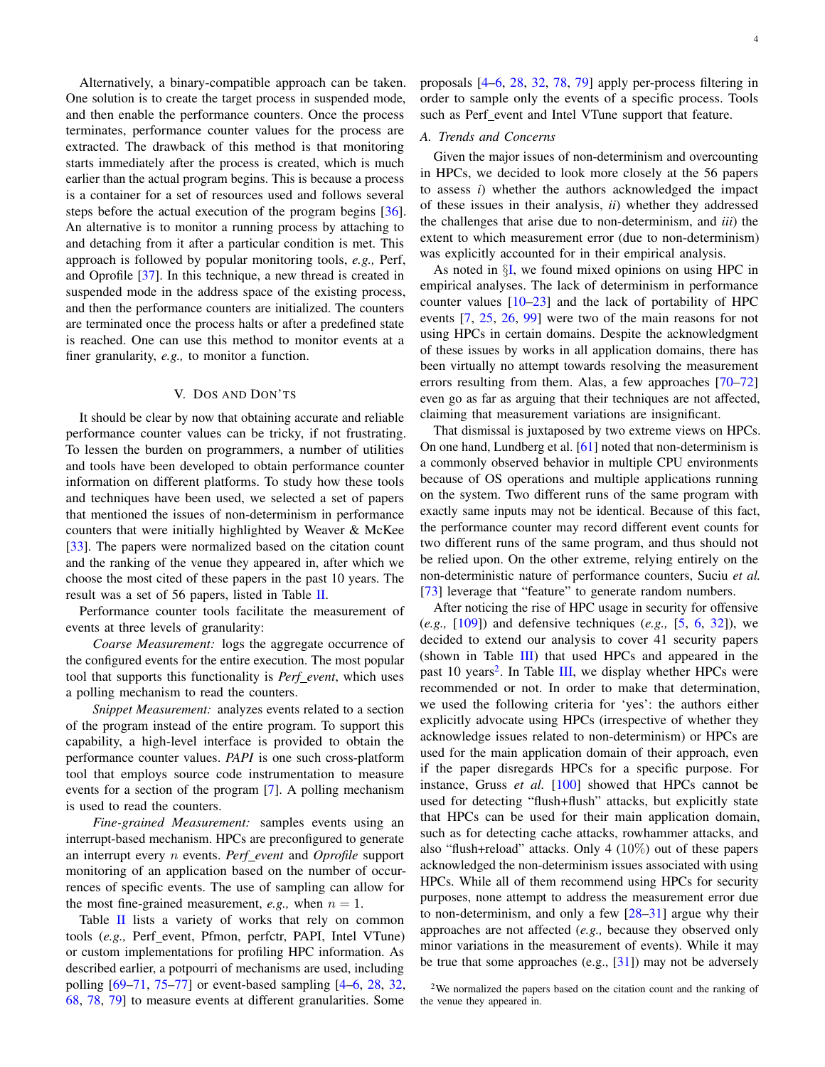Alternatively, a binary-compatible approach can be taken. One solution is to create the target process in suspended mode, and then enable the performance counters. Once the process terminates, performance counter values for the process are extracted. The drawback of this method is that monitoring starts immediately after the process is created, which is much earlier than the actual program begins. This is because a process is a container for a set of resources used and follows several steps before the actual execution of the program begins [36]. An alternative is to monitor a running process by attaching to and detaching from it after a particular condition is met. This approach is followed by popular monitoring tools, *e.g.,* Perf, and Oprofile [37]. In this technique, a new thread is created in suspended mode in the address space of the existing process, and then the performance counters are initialized. The counters are terminated once the process halts or after a predefined state is reached. One can use this method to monitor events at a finer granularity, *e.g.,* to monitor a function.

## V. Dos and Don'ts

It should be clear by now that obtaining accurate and reliable performance counter values can be tricky, if not frustrating. To lessen the burden on programmers, a number of utilities and tools have been developed to obtain performance counter information on different platforms. To study how these tools and techniques have been used, we selected a set of papers that mentioned the issues of non-determinism in performance counters that were initially highlighted by Weaver & McKee [33]. The papers were normalized based on the citation count and the ranking of the venue they appeared in, after which we choose the most cited of these papers in the past 10 years. The result was a set of 56 papers, listed in Table II.

Performance counter tools facilitate the measurement of events at three levels of granularity:

*Coarse Measurement:* logs the aggregate occurrence of the configured events for the entire execution. The most popular tool that supports this functionality is *Perf_event*, which uses a polling mechanism to read the counters.

*Snippet Measurement:* analyzes events related to a section of the program instead of the entire program. To support this capability, a high-level interface is provided to obtain the performance counter values. *PAPI* is one such cross-platform tool that employs source code instrumentation to measure events for a section of the program [7]. A polling mechanism is used to read the counters.

*Fine-grained Measurement:* samples events using an interrupt-based mechanism. HPCs are preconfigured to generate an interrupt every $n$ events. *Perf_event* and *Oprofile* support monitoring of an application based on the number of occurrences of specific events. The use of sampling can allow for the most fine-grained measurement, *e.g.,* when $n = 1$.

Table II lists a variety of works that rely on common tools (*e.g.,* Perf_event, Pfmon, perfctr, PAPI, Intel VTune) or custom implementations for profiling HPC information. As described earlier, a potpourri of mechanisms are used, including polling [69–71, 75–77] or event-based sampling [4–6, 28, 32, 68, 78, 79] to measure events at different granularities. Some proposals [4–6, 28, 32, 78, 79] apply per-process filtering in order to sample only the events of a specific process. Tools such as Perf_event and Intel VTune support that feature.

### A. Trends and Concerns

Given the major issues of non-determinism and overcounting in HPCs, we decided to look more closely at the 56 papers to assess *i*) whether the authors acknowledged the impact of these issues in their analysis, *ii*) whether they addressed the challenges that arise due to non-determinism, and *iii*) the extent to which measurement error (due to non-determinism) was explicitly accounted for in their empirical analysis.

As noted in §I, we found mixed opinions on using HPC in empirical analyses. The lack of determinism in performance counter values [10–23] and the lack of portability of HPC events [7, 25, 26, 99] were two of the main reasons for not using HPCs in certain domains. Despite the acknowledgment of these issues by works in all application domains, there has been virtually no attempt towards resolving the measurement errors resulting from them. Alas, a few approaches [70–72] even go as far as arguing that their techniques are not affected, claiming that measurement variations are insignificant.

That dismissal is juxtaposed by two extreme views on HPCs. On one hand, Lundberg et al. [61] noted that non-determinism is a commonly observed behavior in multiple CPU environments because of OS operations and multiple applications running on the system. Two different runs of the same program with exactly same inputs may not be identical. Because of this fact, the performance counter may record different event counts for two different runs of the same program, and thus should not be relied upon. On the other extreme, relying entirely on the non-deterministic nature of performance counters, Suciu *et al.* [73] leverage that "feature" to generate random numbers.

After noticing the rise of HPC usage in security for offensive (*e.g.,* [109]) and defensive techniques (*e.g.,* [5, 6, 32]), we decided to extend our analysis to cover 41 security papers (shown in Table III) that used HPCs and appeared in the past 10 years[2]. In Table III, we display whether HPCs were recommended or not. In order to make that determination, we used the following criteria for 'yes': the authors either explicitly advocate using HPCs (irrespective of whether they acknowledge issues related to non-determinism) or HPCs are used for the main application domain of their approach, even if the paper disregards HPCs for a specific purpose. For instance, Gruss *et al.* [100] showed that HPCs cannot be used for detecting "flush+flush" attacks, but explicitly state that HPCs can be used for their main application domain, such as for detecting cache attacks, rowhammer attacks, and also "flush+reload" attacks. Only 4 (10%) out of these papers acknowledged the non-determinism issues associated with using HPCs. While all of them recommend using HPCs for security purposes, none attempt to address the measurement error due to non-determinism, and only a few [28–31] argue why their approaches are not affected (*e.g.,* because they observed only minor variations in the measurement of events). While it may be true that some approaches (e.g., [31]) may not be adversely

[2]We normalized the papers based on the citation count and the ranking of the venue they appeared in.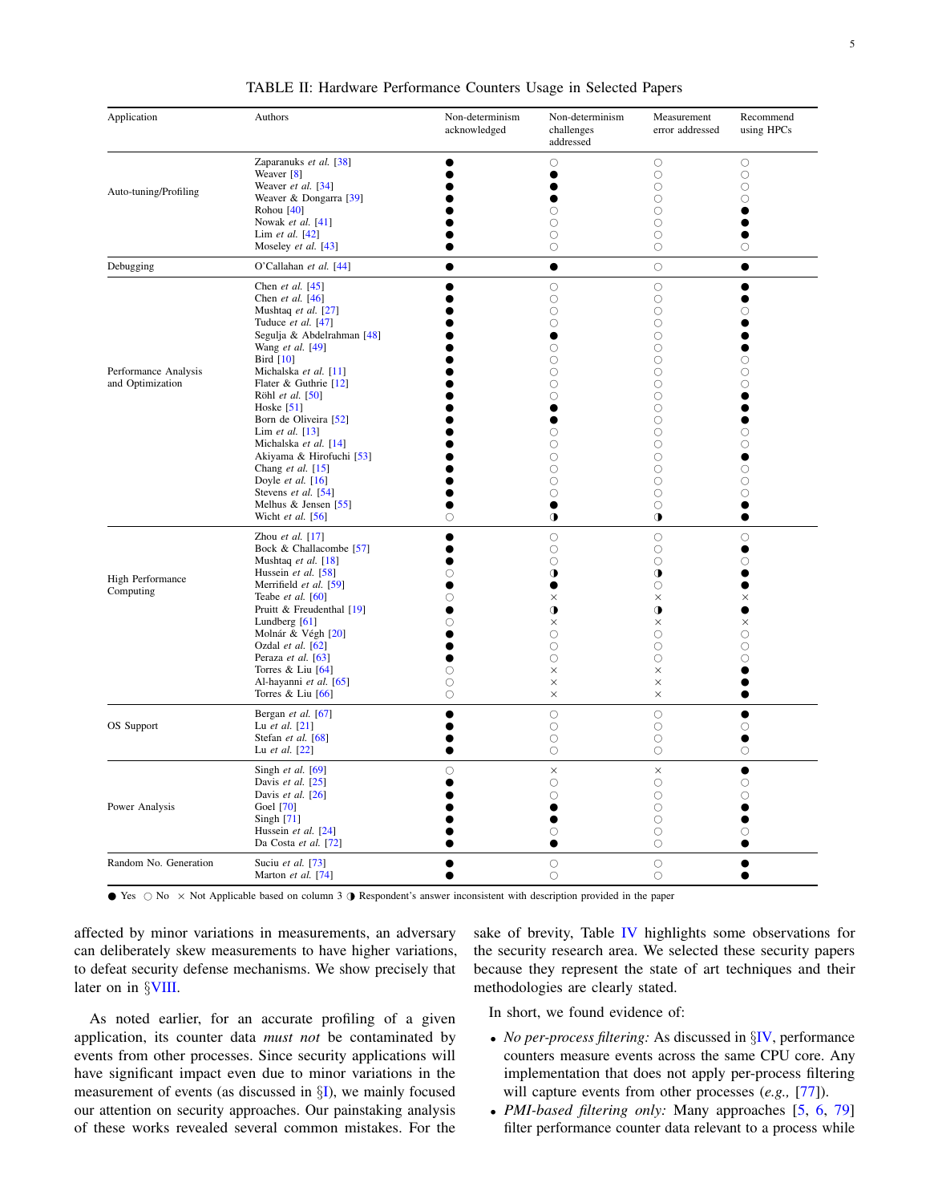TABLE II: Hardware Performance Counters Usage in Selected Papers

| Application | Authors | Non-determinism acknowledged | Non-determinism challenges addressed | Measurement error addressed | Recommend using HPCs |
|---|---|---|---|---|---|
| Auto-tuning/Profiling | Zaparanuks *et al.* [38] | ● | ○ | ○ | ○ |
| | Weaver [8] | ● | ● | ○ | ○ |
| | Weaver *et al.* [34] | ● | ● | ○ | ○ |
| | Weaver & Dongarra [39] | ● | ● | ○ | ○ |
| | Rohou [40] | ● | ○ | ○ | ● |
| | Nowak *et al.* [41] | ● | ○ | ○ | ● |
| | Lim *et al.* [42] | ● | ○ | ○ | ● |
| | Moseley *et al.* [43] | ● | ○ | ○ | ○ |
| Debugging | O'Callahan *et al.* [44] | ● | ● | ○ | ● |
| Performance Analysis and Optimization | Chen *et al.* [45] | ● | ○ | ○ | ● |
| | Chen *et al.* [46] | ● | ○ | ○ | ● |
| | Mushtaq *et al.* [27] | ● | ○ | ○ | ○ |
| | Tuduce *et al.* [47] | ● | ○ | ○ | ● |
| | Segulja & Abdelrahman [48] | ● | ● | ○ | ● |
| | Wang *et al.* [49] | ● | ○ | ○ | ● |
| | Bird [10] | ● | ○ | ○ | ○ |
| | Michalska *et al.* [11] | ● | ○ | ○ | ○ |
| | Flater & Guthrie [12] | ● | ○ | ○ | ○ |
| | Röhl *et al.* [50] | ● | ○ | ○ | ● |
| | Hoske [51] | ● | ● | ○ | ● |
| | Born de Oliveira [52] | ● | ● | ○ | ● |
| | Lim *et al.* [13] | ● | ○ | ○ | ○ |
| | Michalska *et al.* [14] | ● | ○ | ○ | ○ |
| | Akiyama & Hirofuchi [53] | ● | ○ | ○ | ● |
| | Chang *et al.* [15] | ● | ○ | ○ | ○ |
| | Doyle *et al.* [16] | ● | ○ | ○ | ○ |
| | Stevens *et al.* [54] | ● | ○ | ○ | ○ |
| | Melhus & Jensen [55] | ● | ● | ○ | ● |
| | Wicht *et al.* [56] | ○ | ◑ | ◑ | ● |
| High Performance Computing | Zhou *et al.* [17] | ● | ○ | ○ | ○ |
| | Bock & Challacombe [57] | ● | ○ | ○ | ● |
| | Mushtaq *et al.* [18] | ● | ○ | ○ | ○ |
| | Hussein *et al.* [58] | ○ | ◑ | ◑ | ● |
| | Merrifield *et al.* [59] | ● | ● | ○ | ● |
| | Teabe *et al.* [60] | ○ | × | × | × |
| | Pruitt & Freudenthal [19] | ● | ◑ | ◑ | ● |
| | Lundberg [61] | ○ | × | × | × |
| | Molnár & Végh [20] | ● | ○ | ○ | ○ |
| | Ozdal *et al.* [62] | ● | ○ | ○ | ○ |
| | Peraza *et al.* [63] | ● | ○ | ○ | ○ |
| | Torres & Liu [64] | ○ | × | × | ● |
| | Al-hayanni *et al.* [65] | ○ | × | × | ● |
| | Torres & Liu [66] | ○ | × | × | ● |
| OS Support | Bergan *et al.* [67] | ● | ○ | ○ | ● |
| | Lu *et al.* [21] | ● | ○ | ○ | ○ |
| | Stefan *et al.* [68] | ● | ○ | ○ | ● |
| | Lu *et al.* [22] | ● | ○ | ○ | ○ |
| Power Analysis | Singh *et al.* [69] | ○ | × | × | ● |
| | Davis *et al.* [25] | ● | ○ | ○ | ○ |
| | Davis *et al.* [26] | ● | ○ | ○ | ○ |
| | Goel [70] | ● | ● | ○ | ● |
| | Singh [71] | ● | ● | ○ | ● |
| | Hussein *et al.* [24] | ● | ○ | ○ | ○ |
| | Da Costa *et al.* [72] | ● | ● | ○ | ● |
| Random No. Generation | Suciu *et al.* [73] | ● | ○ | ○ | ● |
| | Marton *et al.* [74] | ● | ○ | ○ | ● |

● Yes ○ No × Not Applicable based on column 3 ◑ Respondent's answer inconsistent with description provided in the paper

affected by minor variations in measurements, an adversary can deliberately skew measurements to have higher variations, to defeat security defense mechanisms. We show precisely that later on in §VIII.

As noted earlier, for an accurate profiling of a given application, its counter data *must not* be contaminated by events from other processes. Since security applications will have significant impact even due to minor variations in the measurement of events (as discussed in §I), we mainly focused our attention on security approaches. Our painstaking analysis of these works revealed several common mistakes. For the sake of brevity, Table IV highlights some observations for the security research area. We selected these security papers because they represent the state of art techniques and their methodologies are clearly stated.

In short, we found evidence of:

- *No per-process filtering:* As discussed in §IV, performance counters measure events across the same CPU core. Any implementation that does not apply per-process filtering will capture events from other processes (*e.g.,* [77]).
- *PMI-based filtering only:* Many approaches [5, 6, 79] filter performance counter data relevant to a process while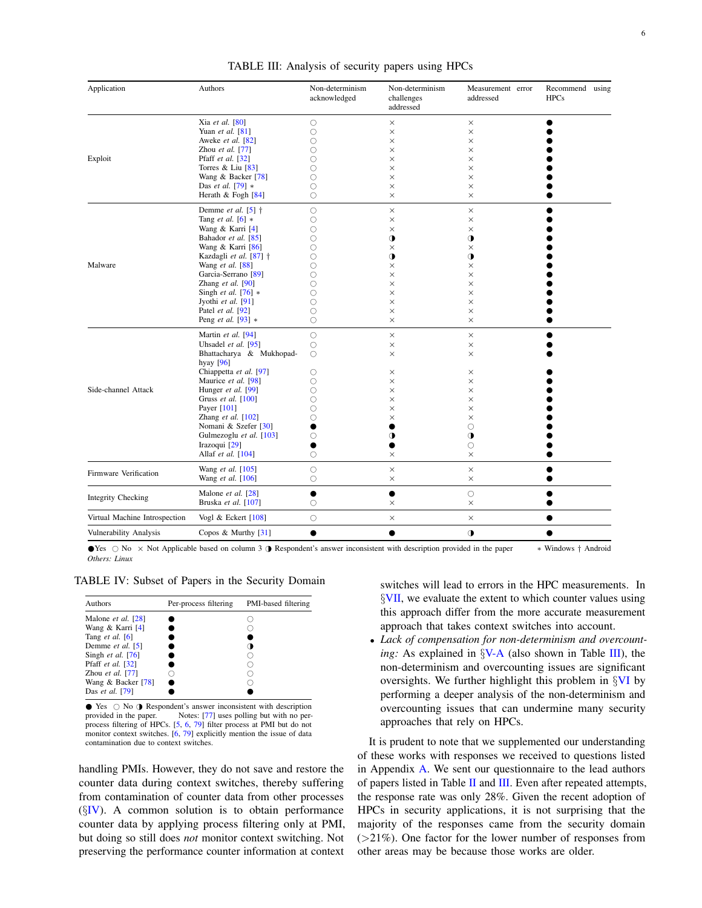TABLE III: Analysis of security papers using HPCs

| Application | Authors | Non-determinism acknowledged | Non-determinism challenges addressed | Measurement error addressed | Recommend using HPCs |
|---|---|---|---|---|---|
| Exploit | Xia *et al.* [80] | ○ | × | × | ● |
| | Yuan *et al.* [81] | ○ | × | × | ● |
| | Aweke *et al.* [82] | ○ | × | × | ● |
| | Zhou *et al.* [77] | ○ | × | × | ● |
| | Pfaff *et al.* [32] | ○ | × | × | ● |
| | Torres & Liu [83] | ○ | × | × | ● |
| | Wang & Backer [78] | ○ | × | × | ● |
| | Das *et al.* [79] * | ○ | × | × | ● |
| | Herath & Fogh [84] | ○ | × | × | ● |
| Malware | Demme *et al.* [5] † | ○ | × | × | ● |
| | Tang *et al.* [6] * | ○ | × | × | ● |
| | Wang & Karri [4] | ○ | × | × | ● |
| | Bahador *et al.* [85] | ○ | ◑ | ◑ | ● |
| | Wang & Karri [86] | ○ | × | × | ● |
| | Kazdagli *et al.* [87] † | ○ | ◑ | ◑ | ● |
| | Wang *et al.* [88] | ○ | × | × | ● |
| | Garcia-Serrano [89] | ○ | × | × | ● |
| | Zhang *et al.* [90] | ○ | × | × | ● |
| | Singh *et al.* [76] * | ○ | × | × | ● |
| | Jyothi *et al.* [91] | ○ | × | × | ● |
| | Patel *et al.* [92] | ○ | × | × | ● |
| | Peng *et al.* [93] * | ○ | × | × | ● |
| Side-channel Attack | Martin *et al.* [94] | ○ | × | × | ● |
| | Uhsadel *et al.* [95] | ○ | × | × | ● |
| | Bhattacharya & Mukhopadhyay [96] | ○ | × | × | ● |
| | Chiappetta *et al.* [97] | ○ | × | × | ● |
| | Maurice *et al.* [98] | ○ | × | × | ● |
| | Hunger *et al.* [99] | ○ | × | × | ● |
| | Gruss *et al.* [100] | ○ | × | × | ● |
| | Payer [101] | ○ | × | × | ● |
| | Zhang *et al.* [102] | ○ | × | × | ● |
| | Nomani & Szefer [30] | ● | ● | ○ | ● |
| | Gulmezoglu *et al.* [103] | ○ | ◑ | ◑ | ● |
| | Irazoqui [29] | ● | ● | ○ | ● |
| | Allaf *et al.* [104] | ○ | × | × | ● |
| Firmware Verification | Wang *et al.* [105] | ○ | × | × | ● |
| | Wang *et al.* [106] | ○ | × | × | ● |
| Integrity Checking | Malone *et al.* [28] | ● | ● | ○ | ● |
| | Bruska *et al.* [107] | ○ | × | × | ● |
| Virtual Machine Introspection | Vogl & Eckert [108] | ○ | × | × | ● |
| Vulnerability Analysis | Copos & Murthy [31] | ● | ● | ◑ | ● |

●Yes ○ No × Not Applicable based on column 3 ◑ Respondent's answer inconsistent with description provided in the paper * Windows † Android *Others: Linux*

TABLE IV: Subset of Papers in the Security Domain

| Authors | Per-process filtering | PMI-based filtering |
|---|---|---|
| Malone *et al.* [28] | ● | ○ |
| Wang & Karri [4] | ● | ○ |
| Tang *et al.* [6] | ● | ● |
| Demme *et al.* [5] | ● | ◑ |
| Singh *et al.* [76] | ● | ○ |
| Pfaff *et al.* [32] | ● | ○ |
| Zhou *et al.* [77] | ○ | ○ |
| Wang & Backer [78] | ● | ○ |
| Das *et al.* [79] | ● | ● |

● Yes ○ No ◑ Respondent's answer inconsistent with description provided in the paper. Notes: [77] uses polling but with no per-process filtering of HPCs. [5, 6, 79] filter process at PMI but do not monitor context switches. [6, 79] explicitly mention the issue of data contamination due to context switches.

handling PMIs. However, they do not save and restore the counter data during context switches, thereby suffering from contamination of counter data from other processes (§IV). A common solution is to obtain performance counter data by applying process filtering only at PMI, but doing so still does *not* monitor context switching. Not preserving the performance counter information at context switches will lead to errors in the HPC measurements. In §VII, we evaluate the extent to which counter values using this approach differ from the more accurate measurement approach that takes context switches into account.

- *Lack of compensation for non-determinism and overcounting:* As explained in §V-A (also shown in Table III), the non-determinism and overcounting issues are significant oversights. We further highlight this problem in §VI by performing a deeper analysis of the non-determinism and overcounting issues that can undermine many security approaches that rely on HPCs.

It is prudent to note that we supplemented our understanding of these works with responses we received to questions listed in Appendix A. We sent our questionnaire to the lead authors of papers listed in Table II and III. Even after repeated attempts, the response rate was only 28%. Given the recent adoption of HPCs in security applications, it is not surprising that the majority of the responses came from the security domain (>21%). One factor for the lower number of responses from other areas may be because those works are older.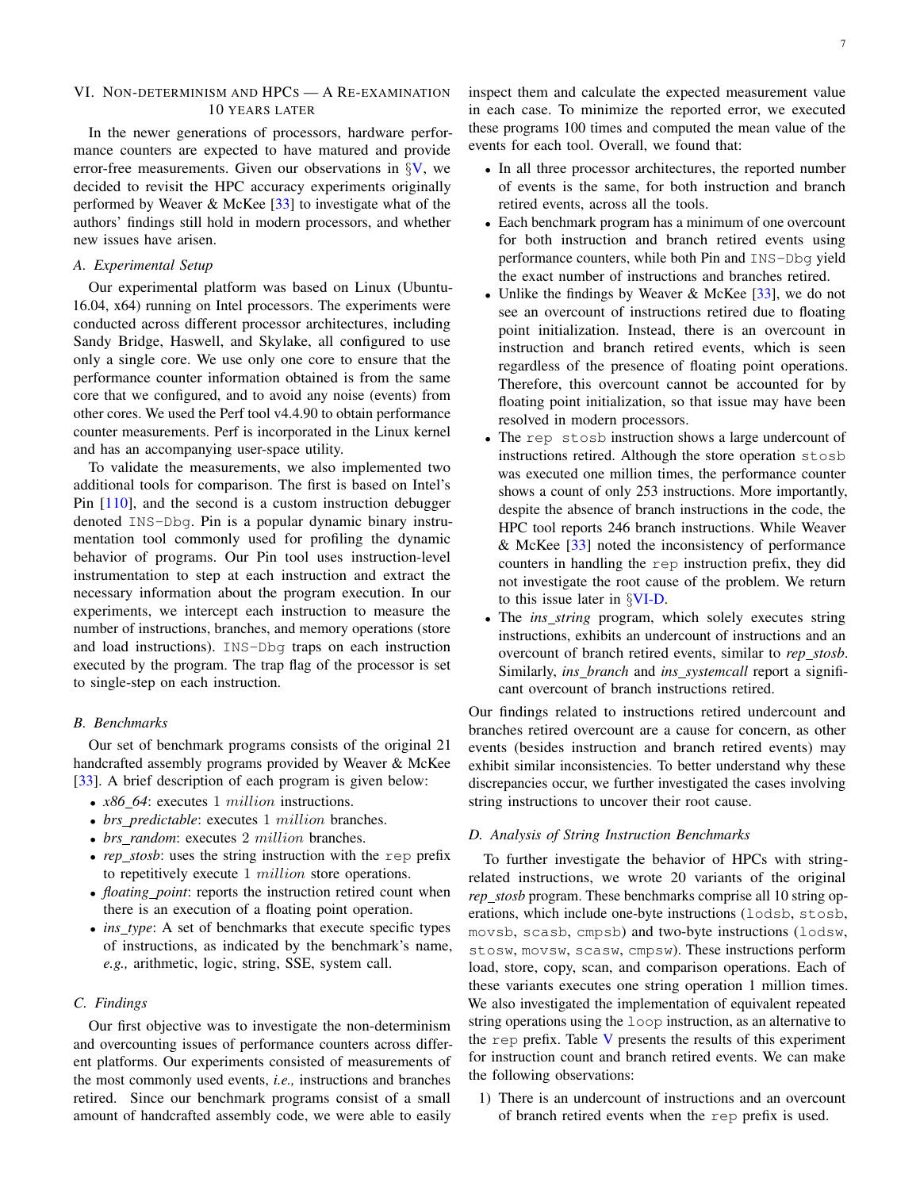## VI. Non-determinism and HPCs — A Re-examination 10 years later

In the newer generations of processors, hardware performance counters are expected to have matured and provide error-free measurements. Given our observations in §V, we decided to revisit the HPC accuracy experiments originally performed by Weaver & McKee [33] to investigate what of the authors' findings still hold in modern processors, and whether new issues have arisen.

### A. Experimental Setup

Our experimental platform was based on Linux (Ubuntu-16.04, x64) running on Intel processors. The experiments were conducted across different processor architectures, including Sandy Bridge, Haswell, and Skylake, all configured to use only a single core. We use only one core to ensure that the performance counter information obtained is from the same core that we configured, and to avoid any noise (events) from other cores. We used the Perf tool v4.4.90 to obtain performance counter measurements. Perf is incorporated in the Linux kernel and has an accompanying user-space utility.

To validate the measurements, we also implemented two additional tools for comparison. The first is based on Intel's Pin [110], and the second is a custom instruction debugger denoted `INS-Dbg`. Pin is a popular dynamic binary instrumentation tool commonly used for profiling the dynamic behavior of programs. Our Pin tool uses instruction-level instrumentation to step at each instruction and extract the necessary information about the program execution. In our experiments, we intercept each instruction to measure the number of instructions, branches, and memory operations (store and load instructions). `INS-Dbg` traps on each instruction executed by the program. The trap flag of the processor is set to single-step on each instruction.

### B. Benchmarks

Our set of benchmark programs consists of the original 21 handcrafted assembly programs provided by Weaver & McKee [33]. A brief description of each program is given below:

- *x86_64*: executes $1\ million$ instructions.
- *brs_predictable*: executes $1\ million$ branches.
- *brs_random*: executes $2\ million$ branches.
- *rep_stosb*: uses the string instruction with the `rep` prefix to repetitively execute $1\ million$ store operations.
- *floating_point*: reports the instruction retired count when there is an execution of a floating point operation.
- *ins_type*: A set of benchmarks that execute specific types of instructions, as indicated by the benchmark's name, *e.g.,* arithmetic, logic, string, SSE, system call.

### C. Findings

Our first objective was to investigate the non-determinism and overcounting issues of performance counters across different platforms. Our experiments consisted of measurements of the most commonly used events, *i.e.,* instructions and branches retired. Since our benchmark programs consist of a small amount of handcrafted assembly code, we were able to easily inspect them and calculate the expected measurement value in each case. To minimize the reported error, we executed these programs 100 times and computed the mean value of the events for each tool. Overall, we found that:

- In all three processor architectures, the reported number of events is the same, for both instruction and branch retired events, across all the tools.
- Each benchmark program has a minimum of one overcount for both instruction and branch retired events using performance counters, while both Pin and `INS-Dbg` yield the exact number of instructions and branches retired.
- Unlike the findings by Weaver & McKee [33], we do not see an overcount of instructions retired due to floating point initialization. Instead, there is an overcount in instruction and branch retired events, which is seen regardless of the presence of floating point operations. Therefore, this overcount cannot be accounted for by floating point initialization, so that issue may have been resolved in modern processors.
- The `rep stosb` instruction shows a large undercount of instructions retired. Although the store operation `stosb` was executed one million times, the performance counter shows a count of only 253 instructions. More importantly, despite the absence of branch instructions in the code, the HPC tool reports 246 branch instructions. While Weaver & McKee [33] noted the inconsistency of performance counters in handling the `rep` instruction prefix, they did not investigate the root cause of the problem. We return to this issue later in §VI-D.
- The *ins_string* program, which solely executes string instructions, exhibits an undercount of instructions and an overcount of branch retired events, similar to *rep_stosb*. Similarly, *ins_branch* and *ins_systemcall* report a significant overcount of branch instructions retired.

Our findings related to instructions retired undercount and branches retired overcount are a cause for concern, as other events (besides instruction and branch retired events) may exhibit similar inconsistencies. To better understand why these discrepancies occur, we further investigated the cases involving string instructions to uncover their root cause.

### D. Analysis of String Instruction Benchmarks

To further investigate the behavior of HPCs with string-related instructions, we wrote 20 variants of the original *rep_stosb* program. These benchmarks comprise all 10 string operations, which include one-byte instructions (`lodsb`, `stosb`, `movsb`, `scasb`, `cmpsb`) and two-byte instructions (`lodsw`, `stosw`, `movsw`, `scasw`, `cmpsw`). These instructions perform load, store, copy, scan, and comparison operations. Each of these variants executes one string operation 1 million times. We also investigated the implementation of equivalent repeated string operations using the `loop` instruction, as an alternative to the `rep` prefix. Table V presents the results of this experiment for instruction count and branch retired events. We can make the following observations:

1) There is an undercount of instructions and an overcount of branch retired events when the `rep` prefix is used.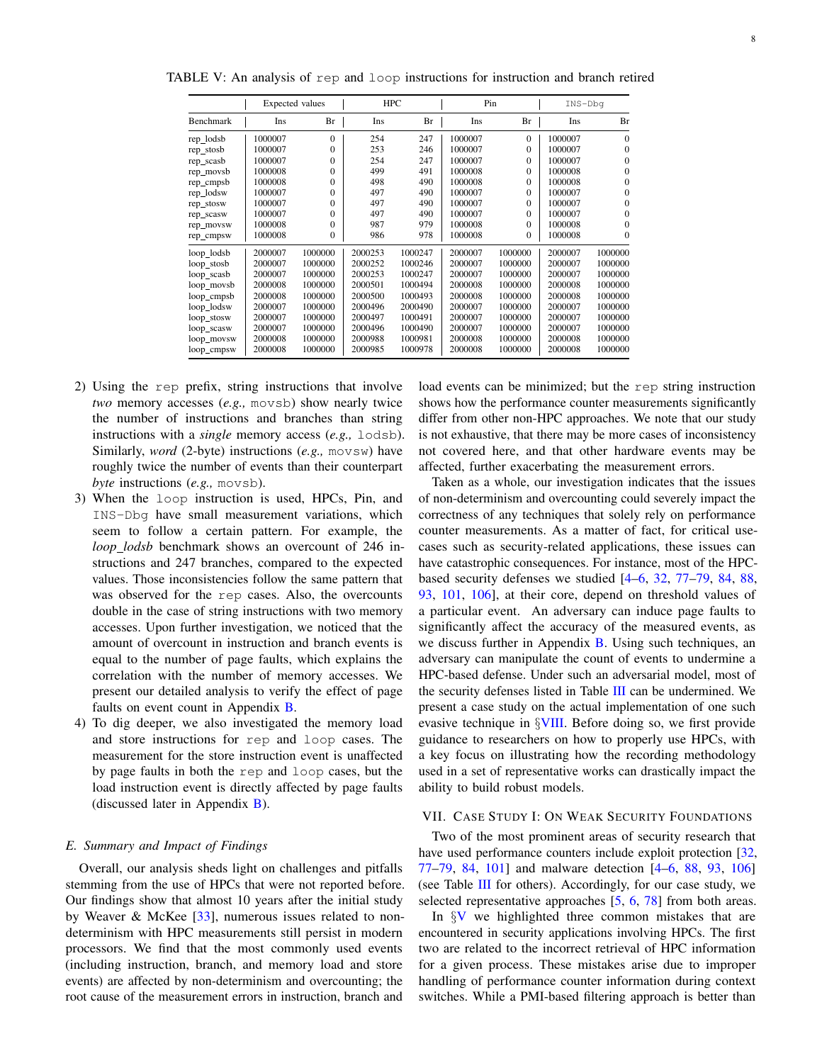TABLE V: An analysis of `rep` and `loop` instructions for instruction and branch retired

| | Expected values | | HPC | | Pin | | INS-Dbg | |
|---|---|---|---|---|---|---|---|---|
| Benchmark | Ins | Br | Ins | Br | Ins | Br | Ins | Br |
| rep_lodsb | 1000007 | 0 | 254 | 247 | 1000007 | 0 | 1000007 | 0 |
| rep_stosb | 1000007 | 0 | 253 | 246 | 1000007 | 0 | 1000007 | 0 |
| rep_scasb | 1000007 | 0 | 254 | 247 | 1000007 | 0 | 1000007 | 0 |
| rep_movsb | 1000008 | 0 | 499 | 491 | 1000008 | 0 | 1000008 | 0 |
| rep_cmpsb | 1000008 | 0 | 498 | 490 | 1000008 | 0 | 1000008 | 0 |
| rep_lodsw | 1000007 | 0 | 497 | 490 | 1000007 | 0 | 1000007 | 0 |
| rep_stosw | 1000007 | 0 | 497 | 490 | 1000007 | 0 | 1000007 | 0 |
| rep_scasw | 1000007 | 0 | 497 | 490 | 1000007 | 0 | 1000007 | 0 |
| rep_movsw | 1000008 | 0 | 987 | 979 | 1000008 | 0 | 1000008 | 0 |
| rep_cmpsw | 1000008 | 0 | 986 | 978 | 1000008 | 0 | 1000008 | 0 |
| loop_lodsb | 2000007 | 1000000 | 2000253 | 1000247 | 2000007 | 1000000 | 2000007 | 1000000 |
| loop_stosb | 2000007 | 1000000 | 2000252 | 1000246 | 2000007 | 1000000 | 2000007 | 1000000 |
| loop_scasb | 2000007 | 1000000 | 2000253 | 1000247 | 2000007 | 1000000 | 2000007 | 1000000 |
| loop_movsb | 2000008 | 1000000 | 2000501 | 1000494 | 2000008 | 1000000 | 2000008 | 1000000 |
| loop_cmpsb | 2000008 | 1000000 | 2000500 | 1000493 | 2000008 | 1000000 | 2000008 | 1000000 |
| loop_lodsw | 2000007 | 1000000 | 2000496 | 2000490 | 2000007 | 1000000 | 2000007 | 1000000 |
| loop_stosw | 2000007 | 1000000 | 2000497 | 1000491 | 2000007 | 1000000 | 2000007 | 1000000 |
| loop_scasw | 2000007 | 1000000 | 2000496 | 1000490 | 2000007 | 1000000 | 2000007 | 1000000 |
| loop_movsw | 2000008 | 1000000 | 2000988 | 1000981 | 2000008 | 1000000 | 2000008 | 1000000 |
| loop_cmpsw | 2000008 | 1000000 | 2000985 | 1000978 | 2000008 | 1000000 | 2000008 | 1000000 |

2) Using the `rep` prefix, string instructions that involve *two* memory accesses (*e.g.,* `movsb`) show nearly twice the number of instructions and branches than string instructions with a *single* memory access (*e.g.,* `lodsb`). Similarly, *word* (2-byte) instructions (*e.g.,* `movsw`) have roughly twice the number of events than their counterpart *byte* instructions (*e.g.,* `movsb`).
3) When the `loop` instruction is used, HPCs, Pin, and `INS-Dbg` have small measurement variations, which seem to follow a certain pattern. For example, the *loop_lodsb* benchmark shows an overcount of 246 instructions and 247 branches, compared to the expected values. Those inconsistencies follow the same pattern that was observed for the `rep` cases. Also, the overcounts double in the case of string instructions with two memory accesses. Upon further investigation, we noticed that the amount of overcount in instruction and branch events is equal to the number of page faults, which explains the correlation with the number of memory accesses. We present our detailed analysis to verify the effect of page faults on event count in Appendix B.
4) To dig deeper, we also investigated the memory load and store instructions for `rep` and `loop` cases. The measurement for the store instruction event is unaffected by page faults in both the `rep` and `loop` cases, but the load instruction event is directly affected by page faults (discussed later in Appendix B).

### E. Summary and Impact of Findings

Overall, our analysis sheds light on challenges and pitfalls stemming from the use of HPCs that were not reported before. Our findings show that almost 10 years after the initial study by Weaver & McKee [33], numerous issues related to non-determinism with HPC measurements still persist in modern processors. We find that the most commonly used events (including instruction, branch, and memory load and store events) are affected by non-determinism and overcounting; the root cause of the measurement errors in instruction, branch and load events can be minimized; but the `rep` string instruction shows how the performance counter measurements significantly differ from other non-HPC approaches. We note that our study is not exhaustive, that there may be more cases of inconsistency not covered here, and that other hardware events may be affected, further exacerbating the measurement errors.

Taken as a whole, our investigation indicates that the issues of non-determinism and overcounting could severely impact the correctness of any techniques that solely rely on performance counter measurements. As a matter of fact, for critical use-cases such as security-related applications, these issues can have catastrophic consequences. For instance, most of the HPC-based security defenses we studied [4–6, 32, 77–79, 84, 88, 93, 101, 106], at their core, depend on threshold values of a particular event. An adversary can induce page faults to significantly affect the accuracy of the measured events, as we discuss further in Appendix B. Using such techniques, an adversary can manipulate the count of events to undermine a HPC-based defense. Under such an adversarial model, most of the security defenses listed in Table III can be undermined. We present a case study on the actual implementation of one such evasive technique in §VIII. Before doing so, we first provide guidance to researchers on how to properly use HPCs, with a key focus on illustrating how the recording methodology used in a set of representative works can drastically impact the ability to build robust models.

## VII. Case Study I: On Weak Security Foundations

Two of the most prominent areas of security research that have used performance counters include exploit protection [32, 77–79, 84, 101] and malware detection [4–6, 88, 93, 106] (see Table III for others). Accordingly, for our case study, we selected representative approaches [5, 6, 78] from both areas.

In §V we highlighted three common mistakes that are encountered in security applications involving HPCs. The first two are related to the incorrect retrieval of HPC information for a given process. These mistakes arise due to improper handling of performance counter information during context switches. While a PMI-based filtering approach is better than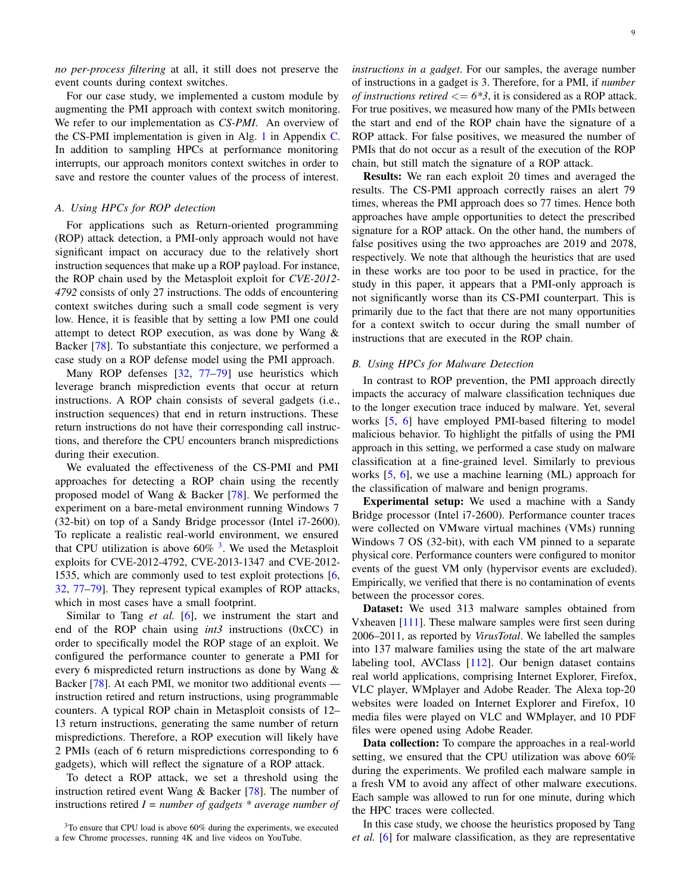*no per-process filtering* at all, it still does not preserve the event counts during context switches.

For our case study, we implemented a custom module by augmenting the PMI approach with context switch monitoring. We refer to our implementation as *CS-PMI*. An overview of the CS-PMI implementation is given in Alg. 1 in Appendix C. In addition to sampling HPCs at performance monitoring interrupts, our approach monitors context switches in order to save and restore the counter values of the process of interest.

### A. Using HPCs for ROP detection

For applications such as Return-oriented programming (ROP) attack detection, a PMI-only approach would not have significant impact on accuracy due to the relatively short instruction sequences that make up a ROP payload. For instance, the ROP chain used by the Metasploit exploit for *CVE-2012-4792* consists of only 27 instructions. The odds of encountering context switches during such a small code segment is very low. Hence, it is feasible that by setting a low PMI one could attempt to detect ROP execution, as was done by Wang & Backer [78]. To substantiate this conjecture, we performed a case study on a ROP defense model using the PMI approach.

Many ROP defenses [32, 77–79] use heuristics which leverage branch misprediction events that occur at return instructions. A ROP chain consists of several gadgets (i.e., instruction sequences) that end in return instructions. These return instructions do not have their corresponding call instructions, and therefore the CPU encounters branch mispredictions during their execution.

We evaluated the effectiveness of the CS-PMI and PMI approaches for detecting a ROP chain using the recently proposed model of Wang & Backer [78]. We performed the experiment on a bare-metal environment running Windows 7 (32-bit) on top of a Sandy Bridge processor (Intel i7-2600). To replicate a realistic real-world environment, we ensured that CPU utilization is above 60% [3]. We used the Metasploit exploits for CVE-2012-4792, CVE-2013-1347 and CVE-2012-1535, which are commonly used to test exploit protections [6, 32, 77–79]. They represent typical examples of ROP attacks, which in most cases have a small footprint.

Similar to Tang *et al.* [6], we instrument the start and end of the ROP chain using *int3* instructions (0xCC) in order to specifically model the ROP stage of an exploit. We configured the performance counter to generate a PMI for every 6 mispredicted return instructions as done by Wang & Backer [78]. At each PMI, we monitor two additional events — instruction retired and return instructions, using programmable counters. A typical ROP chain in Metasploit consists of 12–13 return instructions, generating the same number of return mispredictions. Therefore, a ROP execution will likely have 2 PMIs (each of 6 return mispredictions corresponding to 6 gadgets), which will reflect the signature of a ROP attack.

To detect a ROP attack, we set a threshold using the instruction retired event Wang & Backer [78]. The number of instructions retired *I = number of gadgets \* average number of instructions in a gadget*. For our samples, the average number of instructions in a gadget is 3. Therefore, for a PMI, if *number of instructions retired <= 6\*3*, it is considered as a ROP attack. For true positives, we measured how many of the PMIs between the start and end of the ROP chain have the signature of a ROP attack. For false positives, we measured the number of PMIs that do not occur as a result of the execution of the ROP chain, but still match the signature of a ROP attack.

**Results:** We ran each exploit 20 times and averaged the results. The CS-PMI approach correctly raises an alert 79 times, whereas the PMI approach does so 77 times. Hence both approaches have ample opportunities to detect the prescribed signature for a ROP attack. On the other hand, the numbers of false positives using the two approaches are 2019 and 2078, respectively. We note that although the heuristics that are used in these works are too poor to be used in practice, for the study in this paper, it appears that a PMI-only approach is not significantly worse than its CS-PMI counterpart. This is primarily due to the fact that there are not many opportunities for a context switch to occur during the small number of instructions that are executed in the ROP chain.

### B. Using HPCs for Malware Detection

In contrast to ROP prevention, the PMI approach directly impacts the accuracy of malware classification techniques due to the longer execution trace induced by malware. Yet, several works [5, 6] have employed PMI-based filtering to model malicious behavior. To highlight the pitfalls of using the PMI approach in this setting, we performed a case study on malware classification at a fine-grained level. Similarly to previous works [5, 6], we use a machine learning (ML) approach for the classification of malware and benign programs.

**Experimental setup:** We used a machine with a Sandy Bridge processor (Intel i7-2600). Performance counter traces were collected on VMware virtual machines (VMs) running Windows 7 OS (32-bit), with each VM pinned to a separate physical core. Performance counters were configured to monitor events of the guest VM only (hypervisor events are excluded). Empirically, we verified that there is no contamination of events between the processor cores.

**Dataset:** We used 313 malware samples obtained from Vxheaven [111]. These malware samples were first seen during 2006–2011, as reported by *VirusTotal*. We labelled the samples into 137 malware families using the state of the art malware labeling tool, AVClass [112]. Our benign dataset contains real world applications, comprising Internet Explorer, Firefox, VLC player, WMplayer and Adobe Reader. The Alexa top-20 websites were loaded on Internet Explorer and Firefox, 10 media files were played on VLC and WMplayer, and 10 PDF files were opened using Adobe Reader.

**Data collection:** To compare the approaches in a real-world setting, we ensured that the CPU utilization was above 60% during the experiments. We profiled each malware sample in a fresh VM to avoid any affect of other malware executions. Each sample was allowed to run for one minute, during which the HPC traces were collected.

In this case study, we choose the heuristics proposed by Tang *et al.* [6] for malware classification, as they are representative

[3] To ensure that CPU load is above 60% during the experiments, we executed a few Chrome processes, running 4K and live videos on YouTube.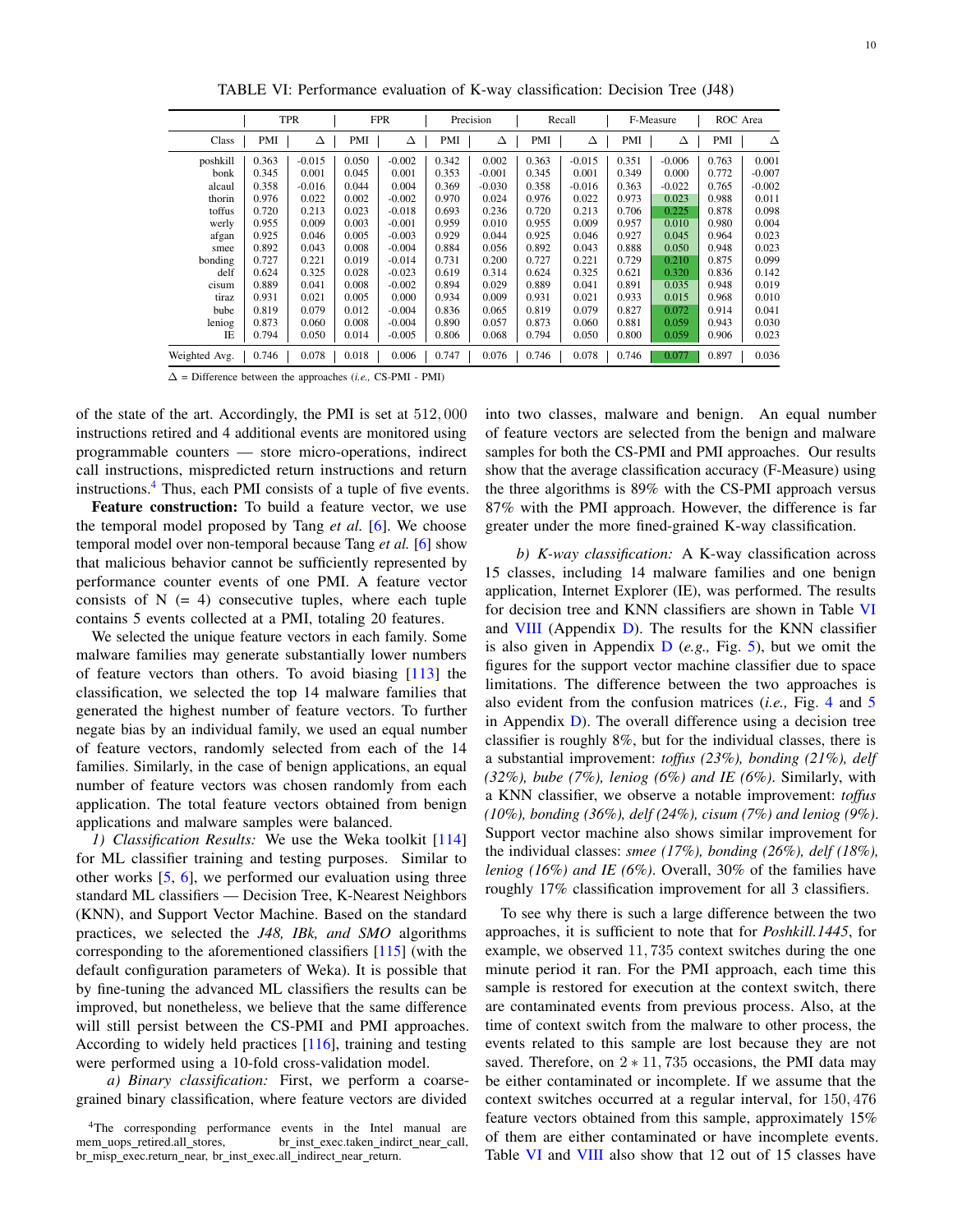TABLE VI: Performance evaluation of K-way classification: Decision Tree (J48)

| | TPR | | FPR | | Precision | | Recall | | F-Measure | | ROC Area | |
|---|---|---|---|---|---|---|---|---|---|---|---|---|
| Class | PMI | Δ | PMI | Δ | PMI | Δ | PMI | Δ | PMI | Δ | PMI | Δ |
| poshkill | 0.363 | -0.015 | 0.050 | -0.002 | 0.342 | 0.002 | 0.363 | -0.015 | 0.351 | -0.006 | 0.763 | 0.001 |
| bonk | 0.345 | 0.001 | 0.045 | 0.001 | 0.353 | -0.001 | 0.345 | 0.001 | 0.349 | 0.000 | 0.772 | -0.007 |
| alcaul | 0.358 | -0.016 | 0.044 | 0.004 | 0.369 | -0.030 | 0.358 | -0.016 | 0.363 | -0.022 | 0.765 | -0.002 |
| thorin | 0.976 | 0.022 | 0.002 | -0.002 | 0.970 | 0.024 | 0.976 | 0.022 | 0.973 | 0.023 | 0.988 | 0.011 |
| toffus | 0.720 | 0.213 | 0.023 | -0.018 | 0.693 | 0.236 | 0.720 | 0.213 | 0.706 | 0.225 | 0.878 | 0.098 |
| werly | 0.955 | 0.009 | 0.003 | -0.001 | 0.959 | 0.010 | 0.955 | 0.009 | 0.957 | 0.010 | 0.980 | 0.004 |
| afgan | 0.925 | 0.046 | 0.005 | -0.003 | 0.929 | 0.044 | 0.925 | 0.046 | 0.927 | 0.045 | 0.964 | 0.023 |
| smee | 0.892 | 0.043 | 0.008 | -0.004 | 0.884 | 0.056 | 0.892 | 0.043 | 0.888 | 0.050 | 0.948 | 0.023 |
| bonding | 0.727 | 0.221 | 0.019 | -0.014 | 0.731 | 0.200 | 0.727 | 0.221 | 0.729 | 0.210 | 0.875 | 0.099 |
| delf | 0.624 | 0.325 | 0.028 | -0.023 | 0.619 | 0.314 | 0.624 | 0.325 | 0.621 | 0.320 | 0.836 | 0.142 |
| cisum | 0.889 | 0.041 | 0.008 | -0.002 | 0.894 | 0.029 | 0.889 | 0.041 | 0.891 | 0.035 | 0.948 | 0.019 |
| tiraz | 0.931 | 0.021 | 0.005 | 0.000 | 0.934 | 0.009 | 0.931 | 0.021 | 0.933 | 0.015 | 0.968 | 0.010 |
| bube | 0.819 | 0.079 | 0.012 | -0.004 | 0.836 | 0.065 | 0.819 | 0.079 | 0.827 | 0.072 | 0.914 | 0.041 |
| leniog | 0.873 | 0.060 | 0.008 | -0.004 | 0.890 | 0.057 | 0.873 | 0.060 | 0.881 | 0.059 | 0.943 | 0.030 |
| IE | 0.794 | 0.050 | 0.014 | -0.005 | 0.806 | 0.068 | 0.794 | 0.050 | 0.800 | 0.059 | 0.906 | 0.023 |
| Weighted Avg. | 0.746 | 0.078 | 0.018 | 0.006 | 0.747 | 0.076 | 0.746 | 0.078 | 0.746 | 0.077 | 0.897 | 0.036 |

Δ = Difference between the approaches (*i.e.,* CS-PMI - PMI)

of the state of the art. Accordingly, the PMI is set at $512,000$ instructions retired and 4 additional events are monitored using programmable counters — store micro-operations, indirect call instructions, mispredicted return instructions and return instructions.[4] Thus, each PMI consists of a tuple of five events.

**Feature construction:** To build a feature vector, we use the temporal model proposed by Tang *et al.* [6]. We choose temporal model over non-temporal because Tang *et al.* [6] show that malicious behavior cannot be sufficiently represented by performance counter events of one PMI. A feature vector consists of N (= 4) consecutive tuples, where each tuple contains 5 events collected at a PMI, totaling 20 features.

We selected the unique feature vectors in each family. Some malware families may generate substantially lower numbers of feature vectors than others. To avoid biasing [113] the classification, we selected the top 14 malware families that generated the highest number of feature vectors. To further negate bias by an individual family, we used an equal number of feature vectors, randomly selected from each of the 14 families. Similarly, in the case of benign applications, an equal number of feature vectors was chosen randomly from each application. The total feature vectors obtained from benign applications and malware samples were balanced.

*1) Classification Results:* We use the Weka toolkit [114] for ML classifier training and testing purposes. Similar to other works [5, 6], we performed our evaluation using three standard ML classifiers — Decision Tree, K-Nearest Neighbors (KNN), and Support Vector Machine. Based on the standard practices, we selected the *J48, IBk, and SMO* algorithms corresponding to the aforementioned classifiers [115] (with the default configuration parameters of Weka). It is possible that by fine-tuning the advanced ML classifiers the results can be improved, but nonetheless, we believe that the same difference will still persist between the CS-PMI and PMI approaches. According to widely held practices [116], training and testing were performed using a 10-fold cross-validation model.

*a) Binary classification:* First, we perform a coarse-grained binary classification, where feature vectors are divided into two classes, malware and benign. An equal number of feature vectors are selected from the benign and malware samples for both the CS-PMI and PMI approaches. Our results show that the average classification accuracy (F-Measure) using the three algorithms is 89% with the CS-PMI approach versus 87% with the PMI approach. However, the difference is far greater under the more fined-grained K-way classification.

*b) K-way classification:* A K-way classification across 15 classes, including 14 malware families and one benign application, Internet Explorer (IE), was performed. The results for decision tree and KNN classifiers are shown in Table VI and VIII (Appendix D). The results for the KNN classifier is also given in Appendix D (*e.g.,* Fig. 5), but we omit the figures for the support vector machine classifier due to space limitations. The difference between the two approaches is also evident from the confusion matrices (*i.e.,* Fig. 4 and 5 in Appendix D). The overall difference using a decision tree classifier is roughly 8%, but for the individual classes, there is a substantial improvement: *toffus (23%), bonding (21%), delf (32%), bube (7%), leniog (6%) and IE (6%)*. Similarly, with a KNN classifier, we observe a notable improvement: *toffus (10%), bonding (36%), delf (24%), cisum (7%) and leniog (9%)*. Support vector machine also shows similar improvement for the individual classes: *smee (17%), bonding (26%), delf (18%), leniog (16%) and IE (6%)*. Overall, 30% of the families have roughly 17% classification improvement for all 3 classifiers.

To see why there is such a large difference between the two approaches, it is sufficient to note that for *Poshkill.1445*, for example, we observed $11,735$ context switches during the one minute period it ran. For the PMI approach, each time this sample is restored for execution at the context switch, there are contaminated events from previous process. Also, at the time of context switch from the malware to other process, the events related to this sample are lost because they are not saved. Therefore, on $2 * 11,735$ occasions, the PMI data may be either contaminated or incomplete. If we assume that the context switches occurred at a regular interval, for $150,476$ feature vectors obtained from this sample, approximately 15% of them are either contaminated or have incomplete events. Table VI and VIII also show that 12 out of 15 classes have

[4] The corresponding performance events in the Intel manual are mem_uops_retired.all_stores, br_inst_exec.taken_indirct_near_call, br_misp_exec.return_near, br_inst_exec.all_indirect_near_return.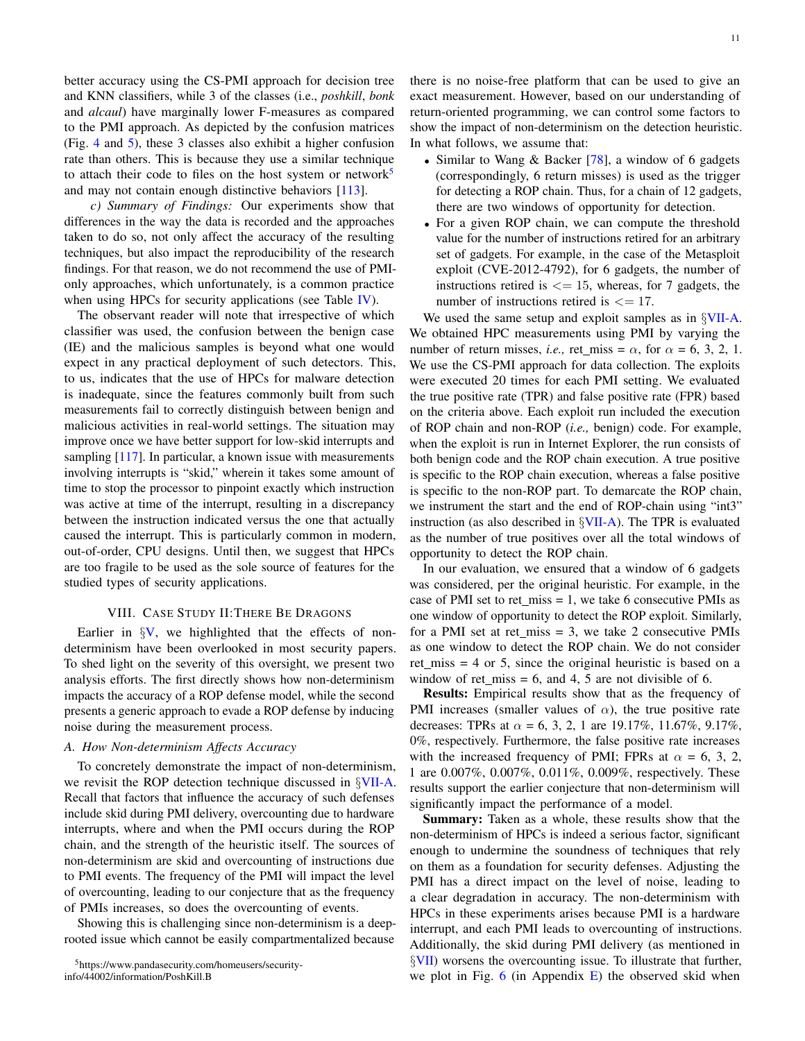better accuracy using the CS-PMI approach for decision tree and KNN classifiers, while 3 of the classes (i.e., *poshkill*, *bonk* and *alcaul*) have marginally lower F-measures as compared to the PMI approach. As depicted by the confusion matrices (Fig. 4 and 5), these 3 classes also exhibit a higher confusion rate than others. This is because they use a similar technique to attach their code to files on the host system or network[5] and may not contain enough distinctive behaviors [113].

*c) Summary of Findings:* Our experiments show that differences in the way the data is recorded and the approaches taken to do so, not only affect the accuracy of the resulting techniques, but also impact the reproducibility of the research findings. For that reason, we do not recommend the use of PMI-only approaches, which unfortunately, is a common practice when using HPCs for security applications (see Table IV).

The observant reader will note that irrespective of which classifier was used, the confusion between the benign case (IE) and the malicious samples is beyond what one would expect in any practical deployment of such detectors. This, to us, indicates that the use of HPCs for malware detection is inadequate, since the features commonly built from such measurements fail to correctly distinguish between benign and malicious activities in real-world settings. The situation may improve once we have better support for low-skid interrupts and sampling [117]. In particular, a known issue with measurements involving interrupts is "skid," wherein it takes some amount of time to stop the processor to pinpoint exactly which instruction was active at time of the interrupt, resulting in a discrepancy between the instruction indicated versus the one that actually caused the interrupt. This is particularly common in modern, out-of-order, CPU designs. Until then, we suggest that HPCs are too fragile to be used as the sole source of features for the studied types of security applications.

## VIII. Case Study II: There Be Dragons

Earlier in §V, we highlighted that the effects of non-determinism have been overlooked in most security papers. To shed light on the severity of this oversight, we present two analysis efforts. The first directly shows how non-determinism impacts the accuracy of a ROP defense model, while the second presents a generic approach to evade a ROP defense by inducing noise during the measurement process.

### A. How Non-determinism Affects Accuracy

To concretely demonstrate the impact of non-determinism, we revisit the ROP detection technique discussed in §VII-A. Recall that factors that influence the accuracy of such defenses include skid during PMI delivery, overcounting due to hardware interrupts, where and when the PMI occurs during the ROP chain, and the strength of the heuristic itself. The sources of non-determinism are skid and overcounting of instructions due to PMI events. The frequency of the PMI will impact the level of overcounting, leading to our conjecture that as the frequency of PMIs increases, so does the overcounting of events.

Showing this is challenging since non-determinism is a deep-rooted issue which cannot be easily compartmentalized because there is no noise-free platform that can be used to give an exact measurement. However, based on our understanding of return-oriented programming, we can control some factors to show the impact of non-determinism on the detection heuristic. In what follows, we assume that:

- Similar to Wang & Backer [78], a window of 6 gadgets (correspondingly, 6 return misses) is used as the trigger for detecting a ROP chain. Thus, for a chain of 12 gadgets, there are two windows of opportunity for detection.
- For a given ROP chain, we can compute the threshold value for the number of instructions retired for an arbitrary set of gadgets. For example, in the case of the Metasploit exploit (CVE-2012-4792), for 6 gadgets, the number of instructions retired is <= 15, whereas, for 7 gadgets, the number of instructions retired is <= 17.

We used the same setup and exploit samples as in §VII-A. We obtained HPC measurements using PMI by varying the number of return misses, *i.e.,* ret_miss = $\alpha$, for $\alpha$ = 6, 3, 2, 1. We use the CS-PMI approach for data collection. The exploits were executed 20 times for each PMI setting. We evaluated the true positive rate (TPR) and false positive rate (FPR) based on the criteria above. Each exploit run included the execution of ROP chain and non-ROP (*i.e.,* benign) code. For example, when the exploit is run in Internet Explorer, the run consists of both benign code and the ROP chain execution. A true positive is specific to the ROP chain execution, whereas a false positive is specific to the non-ROP part. To demarcate the ROP chain, we instrument the start and the end of ROP-chain using "int3" instruction (as also described in §VII-A). The TPR is evaluated as the number of true positives over all the total windows of opportunity to detect the ROP chain.

In our evaluation, we ensured that a window of 6 gadgets was considered, per the original heuristic. For example, in the case of PMI set to ret_miss = 1, we take 6 consecutive PMIs as one window of opportunity to detect the ROP exploit. Similarly, for a PMI set at ret_miss = 3, we take 2 consecutive PMIs as one window to detect the ROP chain. We do not consider ret_miss = 4 or 5, since the original heuristic is based on a window of ret_miss = 6, and 4, 5 are not divisible of 6.

**Results:** Empirical results show that as the frequency of PMI increases (smaller values of $\alpha$), the true positive rate decreases: TPRs at $\alpha$ = 6, 3, 2, 1 are 19.17%, 11.67%, 9.17%, 0%, respectively. Furthermore, the false positive rate increases with the increased frequency of PMI; FPRs at $\alpha$ = 6, 3, 2, 1 are 0.007%, 0.007%, 0.011%, 0.009%, respectively. These results support the earlier conjecture that non-determinism will significantly impact the performance of a model.

**Summary:** Taken as a whole, these results show that the non-determinism of HPCs is indeed a serious factor, significant enough to undermine the soundness of techniques that rely on them as a foundation for security defenses. Adjusting the PMI has a direct impact on the level of noise, leading to a clear degradation in accuracy. The non-determinism with HPCs in these experiments arises because PMI is a hardware interrupt, and each PMI leads to overcounting of instructions. Additionally, the skid during PMI delivery (as mentioned in §VII) worsens the overcounting issue. To illustrate that further, we plot in Fig. 6 (in Appendix E) the observed skid when

[5] https://www.pandasecurity.com/homeusers/security-info/44002/information/PoshKill.B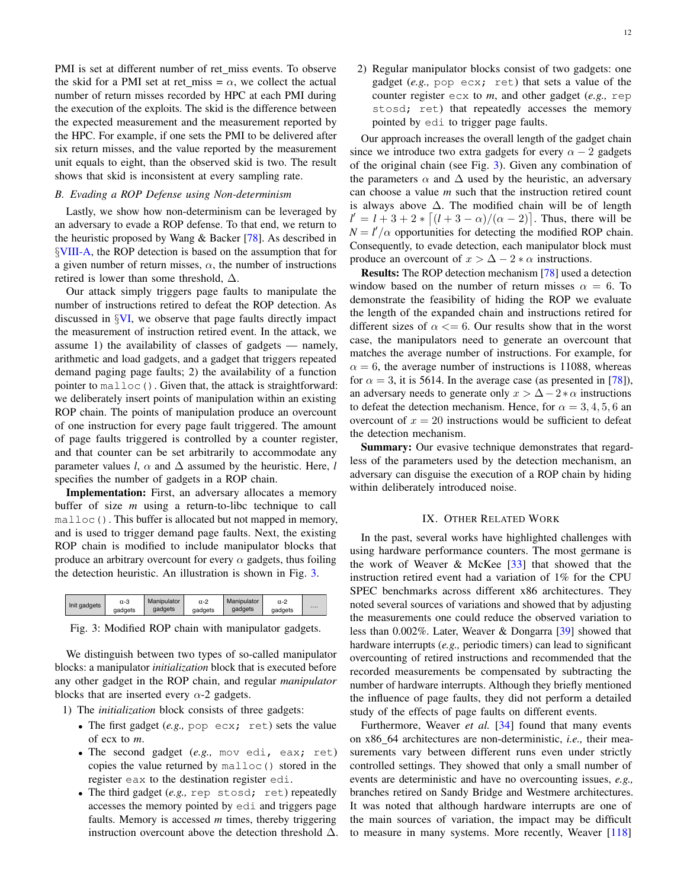PMI is set at different number of ret_miss events. To observe the skid for a PMI set at ret_miss = $\alpha$, we collect the actual number of return misses recorded by HPC at each PMI during the execution of the exploits. The skid is the difference between the expected measurement and the measurement reported by the HPC. For example, if one sets the PMI to be delivered after six return misses, and the value reported by the measurement unit equals to eight, than the observed skid is two. The result shows that skid is inconsistent at every sampling rate.

### B. Evading a ROP Defense using Non-determinism

Lastly, we show how non-determinism can be leveraged by an adversary to evade a ROP defense. To that end, we return to the heuristic proposed by Wang & Backer [78]. As described in §VIII-A, the ROP detection is based on the assumption that for a given number of return misses, $\alpha$, the number of instructions retired is lower than some threshold, $\Delta$.

Our attack simply triggers page faults to manipulate the number of instructions retired to defeat the ROP detection. As discussed in §VI, we observe that page faults directly impact the measurement of instruction retired event. In the attack, we assume 1) the availability of classes of gadgets — namely, arithmetic and load gadgets, and a gadget that triggers repeated demand paging page faults; 2) the availability of a function pointer to `malloc()`. Given that, the attack is straightforward: we deliberately insert points of manipulation within an existing ROP chain. The points of manipulation produce an overcount of one instruction for every page fault triggered. The amount of page faults triggered is controlled by a counter register, and that counter can be set arbitrarily to accommodate any parameter values $l$, $\alpha$ and $\Delta$ assumed by the heuristic. Here, $l$ specifies the number of gadgets in a ROP chain.

**Implementation:** First, an adversary allocates a memory buffer of size $m$ using a return-to-libc technique to call `malloc()`. This buffer is allocated but not mapped in memory, and is used to trigger demand page faults. Next, the existing ROP chain is modified to include manipulator blocks that produce an arbitrary overcount for every $\alpha$ gadgets, thus foiling the detection heuristic. An illustration is shown in Fig. 3.

| Init gadgets | α-3 gadgets | Manipulator gadgets | α-2 gadgets | Manipulator gadgets | α-2 gadgets | .... |
|---|---|---|---|---|---|---|

Fig. 3: Modified ROP chain with manipulator gadgets.

We distinguish between two types of so-called manipulator blocks: a manipulator *initialization* block that is executed before any other gadget in the ROP chain, and regular *manipulator* blocks that are inserted every $\alpha$-2 gadgets.

1) The *initialization* block consists of three gadgets:
   - The first gadget (*e.g.,* `pop ecx; ret`) sets the value of ecx to $m$.
   - The second gadget (*e.g.,* `mov edi, eax; ret`) copies the value returned by `malloc()` stored in the register `eax` to the destination register `edi`.
   - The third gadget (*e.g.,* `rep stosd; ret`) repeatedly accesses the memory pointed by `edi` and triggers page faults. Memory is accessed $m$ times, thereby triggering instruction overcount above the detection threshold $\Delta$.
2) Regular manipulator blocks consist of two gadgets: one gadget (*e.g.,* `pop ecx; ret`) that sets a value of the counter register `ecx` to $m$, and other gadget (*e.g.,* `rep stosd; ret`) that repeatedly accesses the memory pointed by `edi` to trigger page faults.

Our approach increases the overall length of the gadget chain since we introduce two extra gadgets for every $\alpha - 2$ gadgets of the original chain (see Fig. 3). Given any combination of the parameters $\alpha$ and $\Delta$ used by the heuristic, an adversary can choose a value $m$ such that the instruction retired count is always above $\Delta$. The modified chain will be of length $l' = l + 3 + 2 * \lceil (l + 3 - \alpha)/(\alpha - 2) \rceil$. Thus, there will be $N = l'/\alpha$ opportunities for detecting the modified ROP chain. Consequently, to evade detection, each manipulator block must produce an overcount of $x > \Delta - 2 * \alpha$ instructions.

**Results:** The ROP detection mechanism [78] used a detection window based on the number of return misses $\alpha = 6$. To demonstrate the feasibility of hiding the ROP we evaluate the length of the expanded chain and instructions retired for different sizes of $\alpha <= 6$. Our results show that in the worst case, the manipulators need to generate an overcount that matches the average number of instructions. For example, for $\alpha = 6$, the average number of instructions is 11088, whereas for $\alpha = 3$, it is 5614. In the average case (as presented in [78]), an adversary needs to generate only $x > \Delta - 2 * \alpha$ instructions to defeat the detection mechanism. Hence, for $\alpha = 3, 4, 5, 6$ an overcount of $x = 20$ instructions would be sufficient to defeat the detection mechanism.

**Summary:** Our evasive technique demonstrates that regardless of the parameters used by the detection mechanism, an adversary can disguise the execution of a ROP chain by hiding within deliberately introduced noise.

## IX. Other Related Work

In the past, several works have highlighted challenges with using hardware performance counters. The most germane is the work of Weaver & McKee [33] that showed that the instruction retired event had a variation of 1% for the CPU SPEC benchmarks across different x86 architectures. They noted several sources of variations and showed that by adjusting the measurements one could reduce the observed variation to less than 0.002%. Later, Weaver & Dongarra [39] showed that hardware interrupts (*e.g.,* periodic timers) can lead to significant overcounting of retired instructions and recommended that the recorded measurements be compensated by subtracting the number of hardware interrupts. Although they briefly mentioned the influence of page faults, they did not perform a detailed study of the effects of page faults on different events.

Furthermore, Weaver *et al.* [34] found that many events on x86_64 architectures are non-deterministic, *i.e.,* their measurements vary between different runs even under strictly controlled settings. They showed that only a small number of events are deterministic and have no overcounting issues, *e.g.,* branches retired on Sandy Bridge and Westmere architectures. It was noted that although hardware interrupts are one of the main sources of variation, the impact may be difficult to measure in many systems. More recently, Weaver [118]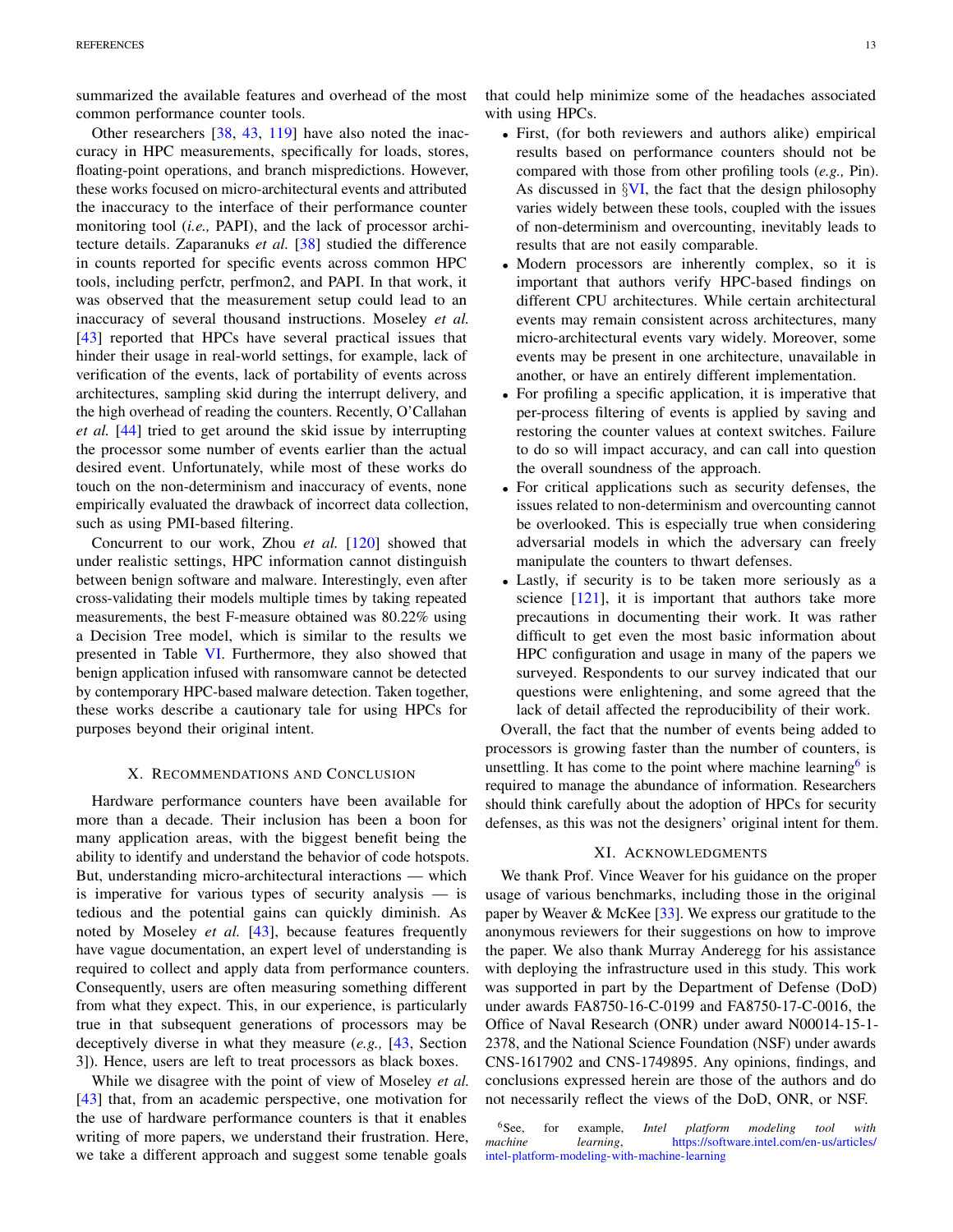summarized the available features and overhead of the most common performance counter tools.

Other researchers [38, 43, 119] have also noted the inaccuracy in HPC measurements, specifically for loads, stores, floating-point operations, and branch mispredictions. However, these works focused on micro-architectural events and attributed the inaccuracy to the interface of their performance counter monitoring tool (*i.e.,* PAPI), and the lack of processor architecture details. Zaparanuks *et al.* [38] studied the difference in counts reported for specific events across common HPC tools, including perfctr, perfmon2, and PAPI. In that work, it was observed that the measurement setup could lead to an inaccuracy of several thousand instructions. Moseley *et al.* [43] reported that HPCs have several practical issues that hinder their usage in real-world settings, for example, lack of verification of the events, lack of portability of events across architectures, sampling skid during the interrupt delivery, and the high overhead of reading the counters. Recently, O'Callahan *et al.* [44] tried to get around the skid issue by interrupting the processor some number of events earlier than the actual desired event. Unfortunately, while most of these works do touch on the non-determinism and inaccuracy of events, none empirically evaluated the drawback of incorrect data collection, such as using PMI-based filtering.

Concurrent to our work, Zhou *et al.* [120] showed that under realistic settings, HPC information cannot distinguish between benign software and malware. Interestingly, even after cross-validating their models multiple times by taking repeated measurements, the best F-measure obtained was 80.22% using a Decision Tree model, which is similar to the results we presented in Table VI. Furthermore, they also showed that benign application infused with ransomware cannot be detected by contemporary HPC-based malware detection. Taken together, these works describe a cautionary tale for using HPCs for purposes beyond their original intent.

## X. Recommendations and Conclusion

Hardware performance counters have been available for more than a decade. Their inclusion has been a boon for many application areas, with the biggest benefit being the ability to identify and understand the behavior of code hotspots. But, understanding micro-architectural interactions — which is imperative for various types of security analysis — is tedious and the potential gains can quickly diminish. As noted by Moseley *et al.* [43], because features frequently have vague documentation, an expert level of understanding is required to collect and apply data from performance counters. Consequently, users are often measuring something different from what they expect. This, in our experience, is particularly true in that subsequent generations of processors may be deceptively diverse in what they measure (*e.g.,* [43, Section 3]). Hence, users are left to treat processors as black boxes.

While we disagree with the point of view of Moseley *et al.* [43] that, from an academic perspective, one motivation for the use of hardware performance counters is that it enables writing of more papers, we understand their frustration. Here, we take a different approach and suggest some tenable goals that could help minimize some of the headaches associated with using HPCs.

- First, (for both reviewers and authors alike) empirical results based on performance counters should not be compared with those from other profiling tools (*e.g.,* Pin). As discussed in §VI, the fact that the design philosophy varies widely between these tools, coupled with the issues of non-determinism and overcounting, inevitably leads to results that are not easily comparable.
- Modern processors are inherently complex, so it is important that authors verify HPC-based findings on different CPU architectures. While certain architectural events may remain consistent across architectures, many micro-architectural events vary widely. Moreover, some events may be present in one architecture, unavailable in another, or have an entirely different implementation.
- For profiling a specific application, it is imperative that per-process filtering of events is applied by saving and restoring the counter values at context switches. Failure to do so will impact accuracy, and can call into question the overall soundness of the approach.
- For critical applications such as security defenses, the issues related to non-determinism and overcounting cannot be overlooked. This is especially true when considering adversarial models in which the adversary can freely manipulate the counters to thwart defenses.
- Lastly, if security is to be taken more seriously as a science [121], it is important that authors take more precautions in documenting their work. It was rather difficult to get even the most basic information about HPC configuration and usage in many of the papers we surveyed. Respondents to our survey indicated that our questions were enlightening, and some agreed that the lack of detail affected the reproducibility of their work.

Overall, the fact that the number of events being added to processors is growing faster than the number of counters, is unsettling. It has come to the point where machine learning[6] is required to manage the abundance of information. Researchers should think carefully about the adoption of HPCs for security defenses, as this was not the designers' original intent for them.

## XI. Acknowledgments

We thank Prof. Vince Weaver for his guidance on the proper usage of various benchmarks, including those in the original paper by Weaver & McKee [33]. We express our gratitude to the anonymous reviewers for their suggestions on how to improve the paper. We also thank Murray Anderegg for his assistance with deploying the infrastructure used in this study. This work was supported in part by the Department of Defense (DoD) under awards FA8750-16-C-0199 and FA8750-17-C-0016, the Office of Naval Research (ONR) under award N00014-15-1-2378, and the National Science Foundation (NSF) under awards CNS-1617902 and CNS-1749895. Any opinions, findings, and conclusions expressed herein are those of the authors and do not necessarily reflect the views of the DoD, ONR, or NSF.

[6] See, for example, *Intel platform modeling tool with machine learning*, https://software.intel.com/en-us/articles/intel-platform-modeling-with-machine-learning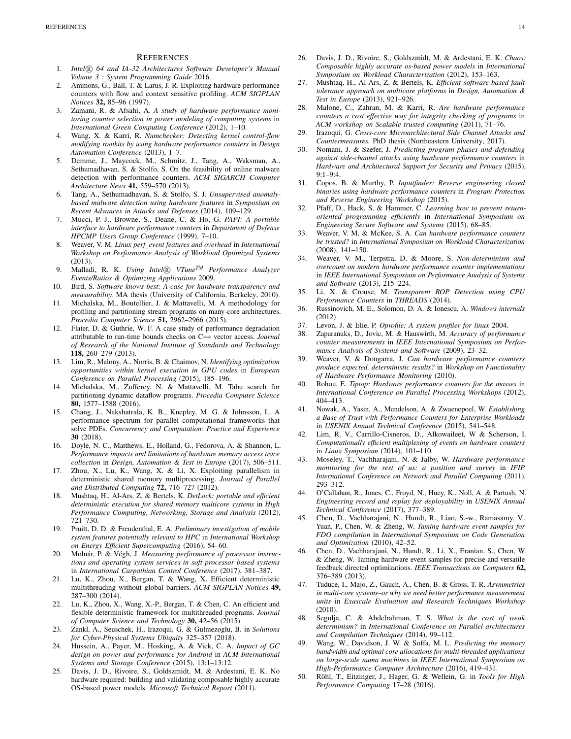# References

1. *Intel® 64 and IA-32 Architectures Software Developer's Manual Volume 3 : System Programming Guide* 2016.
2. Ammons, G., Ball, T. & Larus, J. R. Exploiting hardware performance counters with flow and context sensitive profiling. *ACM SIGPLAN Notices* **32,** 85–96 (1997).
3. Zamani, R. & Afsahi, A. *A study of hardware performance monitoring counter selection in power modeling of computing systems* in *International Green Computing Conference* (2012), 1–10.
4. Wang, X. & Karri, R. *Numchecker: Detecting kernel control-flow modifying rootkits by using hardware performance counters* in *Design Automation Conference* (2013), 1–7.
5. Demme, J., Maycock, M., Schmitz, J., Tang, A., Waksman, A., Sethumadhavan, S. & Stolfo, S. On the feasibility of online malware detection with performance counters. *ACM SIGARCH Computer Architecture News* **41,** 559–570 (2013).
6. Tang, A., Sethumadhavan, S. & Stolfo, S. J. *Unsupervised anomaly-based malware detection using hardware features* in *Symposium on Recent Advances in Attacks and Defenses* (2014), 109–129.
7. Mucci, P. J., Browne, S., Deane, C. & Ho, G. *PAPI: A portable interface to hardware performance counters* in *Department of Defense HPCMP Users Group Conference* (1999), 7–10.
8. Weaver, V. M. *Linux perf_event features and overhead* in *International Workshop on Performance Analysis of Workload Optimized Systems* (2013).
9. Malladi, R. K. *Using Intel® VTune™ Performance Analyzer Events/Ratios & Optimizing Applications* 2009.
10. Bird, S. *Software knows best: A case for hardware transparency and measurability.* MA thesis (University of California, Berkeley, 2010).
11. Michalska, M., Boutellier, J. & Mattavelli, M. A methodology for profiling and partitioning stream programs on many-core architectures. *Procedia Computer Science* **51,** 2962–2966 (2015).
12. Flater, D. & Guthrie, W. F. A case study of performance degradation attributable to run-time bounds checks on C++ vector access. *Journal of Research of the National Institute of Standards and Technology* **118,** 260–279 (2013).
13. Lim, R., Malony, A., Norris, B. & Chaimov, N. *Identifying optimization opportunities within kernel execution in GPU codes* in *European Conference on Parallel Processing* (2015), 185–196.
14. Michalska, M., Zufferey, N. & Mattavelli, M. Tabu search for partitioning dynamic dataflow programs. *Procedia Computer Science* **80,** 1577–1588 (2016).
15. Chang, J., Nakshatrala, K. B., Knepley, M. G. & Johnsson, L. A performance spectrum for parallel computational frameworks that solve PDEs. *Concurrency and Computation: Practice and Experience* **30** (2018).
16. Doyle, N. C., Matthews, E., Holland, G., Fedorova, A. & Shannon, L. *Performance impacts and limitations of hardware memory access trace collection* in *Design, Automation & Test in Europe* (2017), 506–511.
17. Zhou, X., Lu, K., Wang, X. & Li, X. Exploiting parallelism in deterministic shared memory multiprocessing. *Journal of Parallel and Distributed Computing* **72,** 716–727 (2012).
18. Mushtaq, H., Al-Ars, Z. & Bertels, K. *DetLock: portable and efficient deterministic execution for shared memory multicore systems* in *High Performance Computing, Networking, Storage and Analysis* (2012), 721–730.
19. Pruitt, D. D. & Freudenthal, E. A. *Preliminary investigation of mobile system features potentially relevant to HPC* in *International Workshop on Energy Efficient Supercomputing* (2016), 54–60.
20. Molnár, P. & Végh, J. *Measuring performance of processor instructions and operating system services in soft processor based systems* in *International Carpathian Control Conference* (2017), 381–387.
21. Lu, K., Zhou, X., Bergan, T. & Wang, X. Efficient deterministic multithreading without global barriers. *ACM SIGPLAN Notices* **49,** 287–300 (2014).
22. Lu, K., Zhou, X., Wang, X.-P., Bergan, T. & Chen, C. An efficient and flexible deterministic framework for multithreaded programs. *Journal of Computer Science and Technology* **30,** 42–56 (2015).
23. Zankl, A., Seuschek, H., Irazoqui, G. & Gulmezoglu, B. in *Solutions for Cyber-Physical Systems Ubiquity* 325–357 (2018).
24. Hussein, A., Payer, M., Hosking, A. & Vick, C. A. *Impact of GC design on power and performance for Android* in *ACM International Systems and Storage Conference* (2015), 13:1–13:12.
25. Davis, J. D., Rivoire, S., Goldszmidt, M. & Ardestani, E. K. No hardware required: building and validating composable highly accurate OS-based power models. *Microsoft Technical Report* (2011).
26. Davis, J. D., Rivoire, S., Goldszmidt, M. & Ardestani, E. K. *Chaos: Composable highly accurate os-based power models* in *International Symposium on Workload Characterization* (2012), 153–163.
27. Mushtaq, H., Al-Ars, Z. & Bertels, K. *Efficient software-based fault tolerance approach on multicore platforms* in *Design, Automation & Test in Europe* (2013), 921–926.
28. Malone, C., Zahran, M. & Karri, R. *Are hardware performance counters a cost effective way for integrity checking of programs* in *ACM workshop on Scalable trusted computing* (2011), 71–76.
29. Irazoqui, G. *Cross-core Microarchitectural Side Channel Attacks and Countermeasures.* PhD thesis (Northeastern University, 2017).
30. Nomani, J. & Szefer, J. *Predicting program phases and defending against side-channel attacks using hardware performance counters* in *Hardware and Architectural Support for Security and Privacy* (2015), 9:1–9:4.
31. Copos, B. & Murthy, P. *Inputfinder: Reverse engineering closed binaries using hardware performance counters* in *Program Protection and Reverse Engineering Workshop* (2015).
32. Pfaff, D., Hack, S. & Hammer, C. *Learning how to prevent return-oriented programming efficiently* in *International Symposium on Engineering Secure Software and Systems* (2015), 68–85.
33. Weaver, V. M. & McKee, S. A. *Can hardware performance counters be trusted?* in *International Symposium on Workload Characterization* (2008), 141–150.
34. Weaver, V. M., Terpstra, D. & Moore, S. *Non-determinism and overcount on modern hardware performance counter implementations* in *IEEE International Symposium on Performance Analysis of Systems and Software* (2013), 215–224.
35. Li, X. & Crouse, M. *Transparent ROP Detection using CPU Performance Counters* in *THREADS* (2014).
36. Russinovich, M. E., Solomon, D. A. & Ionescu, A. *Windows internals* (2012).
37. Levon, J. & Elie, P. *Oprofile: A system profiler for linux* 2004.
38. Zaparanuks, D., Jovic, M. & Hauswirth, M. *Accuracy of performance counter measurements* in *IEEE International Symposium on Performance Analysis of Systems and Software* (2009), 23–32.
39. Weaver, V. & Dongarra, J. *Can hardware performance counters produce expected, deterministic results?* in *Workshop on Functionality of Hardware Performance Monitoring* (2010).
40. Rohou, E. *Tiptop: Hardware performance counters for the masses* in *International Conference on Parallel Processing Workshops* (2012), 404–413.
41. Nowak, A., Yasin, A., Mendelson, A. & Zwaenepoel, W. *Establishing a Base of Trust with Performance Counters for Enterprise Workloads* in *USENIX Annual Technical Conference* (2015), 541–548.
42. Lim, R. V., Carrillo-Cisneros, D., Alkowaileet, W & Scherson, I. *Computationally efficient multiplexing of events on hardware counters* in *Linux Symposium* (2014), 101–110.
43. Moseley, T., Vachharajani, N. & Jalby, W. *Hardware performance monitoring for the rest of us: a position and survey* in *IFIP International Conference on Network and Parallel Computing* (2011), 293–312.
44. O'Callahan, R., Jones, C., Froyd, N., Huey, K., Noll, A. & Partush, N. *Engineering record and replay for deployability* in *USENIX Annual Technical Conference* (2017), 377–389.
45. Chen, D., Vachharajani, N., Hundt, R., Liao, S.-w., Ramasamy, V., Yuan, P., Chen, W. & Zheng, W. *Taming hardware event samples for FDO compilation* in *International Symposium on Code Generation and Optimization* (2010), 42–52.
46. Chen, D., Vachharajani, N., Hundt, R., Li, X., Eranian, S., Chen, W. & Zheng, W. Taming hardware event samples for precise and versatile feedback directed optimizations. *IEEE Transactions on Computers* **62,** 376–389 (2013).
47. Tuduce, I., Majo, Z., Gauch, A., Chen, B. & Gross, T. R. *Asymmetries in multi-core systems–or why we need better performance measurement units* in *Exascale Evaluation and Research Techniques Workshop* (2010).
48. Segulja, C. & Abdelrahman, T. S. *What is the cost of weak determinism?* in *International Conference on Parallel architectures and Compilation Techniques* (2014), 99–112.
49. Wang, W., Davidson, J. W. & Soffa, M. L. *Predicting the memory bandwidth and optimal core allocations for multi-threaded applications on large-scale numa machines* in *IEEE International Symposium on High-Performance Computer Architecture* (2016), 419–431.
50. Röhl, T., Eitzinger, J., Hager, G. & Wellein, G. in *Tools for High Performance Computing* 17–28 (2016).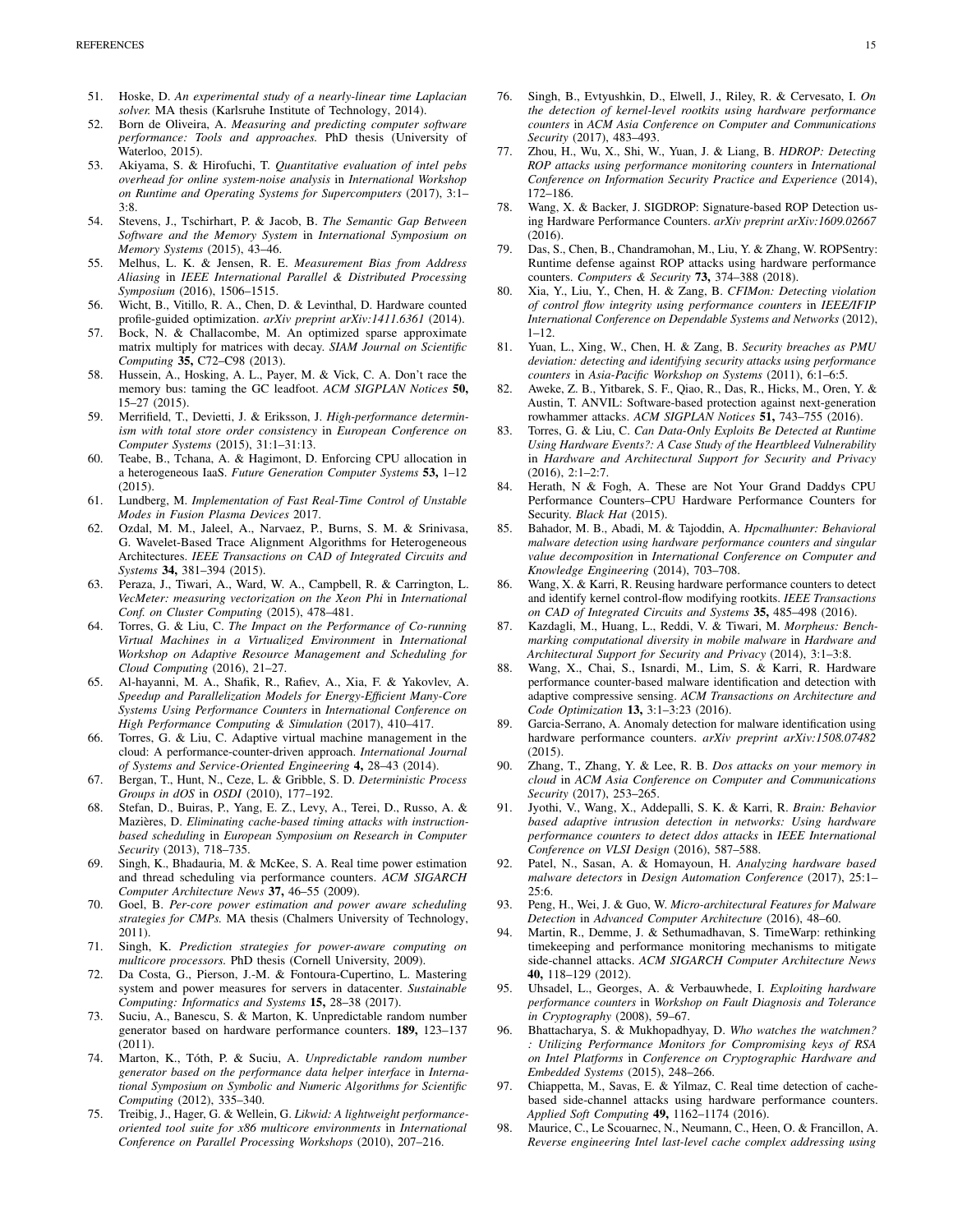51. Hoske, D. *An experimental study of a nearly-linear time Laplacian solver.* MA thesis (Karlsruhe Institute of Technology, 2014).
52. Born de Oliveira, A. *Measuring and predicting computer software performance: Tools and approaches.* PhD thesis (University of Waterloo, 2015).
53. Akiyama, S. & Hirofuchi, T. *Quantitative evaluation of intel pebs overhead for online system-noise analysis* in *International Workshop on Runtime and Operating Systems for Supercomputers* (2017), 3:1–3:8.
54. Stevens, J., Tschirhart, P. & Jacob, B. *The Semantic Gap Between Software and the Memory System* in *International Symposium on Memory Systems* (2015), 43–46.
55. Melhus, L. K. & Jensen, R. E. *Measurement Bias from Address Aliasing* in *IEEE International Parallel & Distributed Processing Symposium* (2016), 1506–1515.
56. Wicht, B., Vitillo, R. A., Chen, D. & Levinthal, D. Hardware counted profile-guided optimization. *arXiv preprint arXiv:1411.6361* (2014).
57. Bock, N. & Challacombe, M. An optimized sparse approximate matrix multiply for matrices with decay. *SIAM Journal on Scientific Computing* **35,** C72–C98 (2013).
58. Hussein, A., Hosking, A. L., Payer, M. & Vick, C. A. Don't race the memory bus: taming the GC leadfoot. *ACM SIGPLAN Notices* **50,** 15–27 (2015).
59. Merrifield, T., Devietti, J. & Eriksson, J. *High-performance determinism with total store order consistency* in *European Conference on Computer Systems* (2015), 31:1–31:13.
60. Teabe, B., Tchana, A. & Hagimont, D. Enforcing CPU allocation in a heterogeneous IaaS. *Future Generation Computer Systems* **53,** 1–12 (2015).
61. Lundberg, M. *Implementation of Fast Real-Time Control of Unstable Modes in Fusion Plasma Devices* 2017.
62. Ozdal, M. M., Jaleel, A., Narvaez, P., Burns, S. M. & Srinivasa, G. Wavelet-Based Trace Alignment Algorithms for Heterogeneous Architectures. *IEEE Transactions on CAD of Integrated Circuits and Systems* **34,** 381–394 (2015).
63. Peraza, J., Tiwari, A., Ward, W. A., Campbell, R. & Carrington, L. *VecMeter: measuring vectorization on the Xeon Phi* in *International Conf. on Cluster Computing* (2015), 478–481.
64. Torres, G. & Liu, C. *The Impact on the Performance of Co-running Virtual Machines in a Virtualized Environment* in *International Workshop on Adaptive Resource Management and Scheduling for Cloud Computing* (2016), 21–27.
65. Al-hayanni, M. A., Shafik, R., Rafiev, A., Xia, F. & Yakovlev, A. *Speedup and Parallelization Models for Energy-Efficient Many-Core Systems Using Performance Counters* in *International Conference on High Performance Computing & Simulation* (2017), 410–417.
66. Torres, G. & Liu, C. Adaptive virtual machine management in the cloud: A performance-counter-driven approach. *International Journal of Systems and Service-Oriented Engineering* **4,** 28–43 (2014).
67. Bergan, T., Hunt, N., Ceze, L. & Gribble, S. D. *Deterministic Process Groups in dOS* in *OSDI* (2010), 177–192.
68. Stefan, D., Buiras, P., Yang, E. Z., Levy, A., Terei, D., Russo, A. & Mazières, D. *Eliminating cache-based timing attacks with instruction-based scheduling* in *European Symposium on Research in Computer Security* (2013), 718–735.
69. Singh, K., Bhadauria, M. & McKee, S. A. Real time power estimation and thread scheduling via performance counters. *ACM SIGARCH Computer Architecture News* **37,** 46–55 (2009).
70. Goel, B. *Per-core power estimation and power aware scheduling strategies for CMPs.* MA thesis (Chalmers University of Technology, 2011).
71. Singh, K. *Prediction strategies for power-aware computing on multicore processors.* PhD thesis (Cornell University, 2009).
72. Da Costa, G., Pierson, J.-M. & Fontoura-Cupertino, L. Mastering system and power measures for servers in datacenter. *Sustainable Computing: Informatics and Systems* **15,** 28–38 (2017).
73. Suciu, A., Banescu, S. & Marton, K. Unpredictable random number generator based on hardware performance counters. **189,** 123–137 (2011).
74. Marton, K., Tóth, P. & Suciu, A. *Unpredictable random number generator based on the performance data helper interface* in *International Symposium on Symbolic and Numeric Algorithms for Scientific Computing* (2012), 335–340.
75. Treibig, J., Hager, G. & Wellein, G. *Likwid: A lightweight performance-oriented tool suite for x86 multicore environments* in *International Conference on Parallel Processing Workshops* (2010), 207–216.
76. Singh, B., Evtyushkin, D., Elwell, J., Riley, R. & Cervesato, I. *On the detection of kernel-level rootkits using hardware performance counters* in *ACM Asia Conference on Computer and Communications Security* (2017), 483–493.
77. Zhou, H., Wu, X., Shi, W., Yuan, J. & Liang, B. *HDROP: Detecting ROP attacks using performance monitoring counters* in *International Conference on Information Security Practice and Experience* (2014), 172–186.
78. Wang, X. & Backer, J. SIGDROP: Signature-based ROP Detection using Hardware Performance Counters. *arXiv preprint arXiv:1609.02667* (2016).
79. Das, S., Chen, B., Chandramohan, M., Liu, Y. & Zhang, W. ROPSentry: Runtime defense against ROP attacks using hardware performance counters. *Computers & Security* **73,** 374–388 (2018).
80. Xia, Y., Liu, Y., Chen, H. & Zang, B. *CFIMon: Detecting violation of control flow integrity using performance counters* in *IEEE/IFIP International Conference on Dependable Systems and Networks* (2012), 1–12.
81. Yuan, L., Xing, W., Chen, H. & Zang, B. *Security breaches as PMU deviation: detecting and identifying security attacks using performance counters* in *Asia-Pacific Workshop on Systems* (2011), 6:1–6:5.
82. Aweke, Z. B., Yitbarek, S. F., Qiao, R., Das, R., Hicks, M., Oren, Y. & Austin, T. ANVIL: Software-based protection against next-generation rowhammer attacks. *ACM SIGPLAN Notices* **51,** 743–755 (2016).
83. Torres, G. & Liu, C. *Can Data-Only Exploits Be Detected at Runtime Using Hardware Events?: A Case Study of the Heartbleed Vulnerability* in *Hardware and Architectural Support for Security and Privacy* (2016), 2:1–2:7.
84. Herath, N & Fogh, A. These are Not Your Grand Daddys CPU Performance Counters–CPU Hardware Performance Counters for Security. *Black Hat* (2015).
85. Bahador, M. B., Abadi, M. & Tajoddin, A. *Hpcmalhunter: Behavioral malware detection using hardware performance counters and singular value decomposition* in *International Conference on Computer and Knowledge Engineering* (2014), 703–708.
86. Wang, X. & Karri, R. Reusing hardware performance counters to detect and identify kernel control-flow modifying rootkits. *IEEE Transactions on CAD of Integrated Circuits and Systems* **35,** 485–498 (2016).
87. Kazdagli, M., Huang, L., Reddi, V. & Tiwari, M. *Morpheus: Benchmarking computational diversity in mobile malware* in *Hardware and Architectural Support for Security and Privacy* (2014), 3:1–3:8.
88. Wang, X., Chai, S., Isnardi, M., Lim, S. & Karri, R. Hardware performance counter-based malware identification and detection with adaptive compressive sensing. *ACM Transactions on Architecture and Code Optimization* **13,** 3:1–3:23 (2016).
89. Garcia-Serrano, A. Anomaly detection for malware identification using hardware performance counters. *arXiv preprint arXiv:1508.07482* (2015).
90. Zhang, T., Zhang, Y. & Lee, R. B. *Dos attacks on your memory in cloud* in *ACM Asia Conference on Computer and Communications Security* (2017), 253–265.
91. Jyothi, V., Wang, X., Addepalli, S. K. & Karri, R. *Brain: Behavior based adaptive intrusion detection in networks: Using hardware performance counters to detect ddos attacks* in *IEEE International Conference on VLSI Design* (2016), 587–588.
92. Patel, N., Sasan, A. & Homayoun, H. *Analyzing hardware based malware detectors* in *Design Automation Conference* (2017), 25:1–25:6.
93. Peng, H., Wei, J. & Guo, W. *Micro-architectural Features for Malware Detection* in *Advanced Computer Architecture* (2016), 48–60.
94. Martin, R., Demme, J. & Sethumadhavan, S. TimeWarp: rethinking timekeeping and performance monitoring mechanisms to mitigate side-channel attacks. *ACM SIGARCH Computer Architecture News* **40,** 118–129 (2012).
95. Uhsadel, L., Georges, A. & Verbauwhede, I. *Exploiting hardware performance counters* in *Workshop on Fault Diagnosis and Tolerance in Cryptography* (2008), 59–67.
96. Bhattacharya, S. & Mukhopadhyay, D. *Who watches the watchmen? : Utilizing Performance Monitors for Compromising keys of RSA on Intel Platforms* in *Conference on Cryptographic Hardware and Embedded Systems* (2015), 248–266.
97. Chiappetta, M., Savas, E. & Yilmaz, C. Real time detection of cache-based side-channel attacks using hardware performance counters. *Applied Soft Computing* **49,** 1162–1174 (2016).
98. Maurice, C., Le Scouarnec, N., Neumann, C., Heen, O. & Francillon, A. *Reverse engineering Intel last-level cache complex addressing using*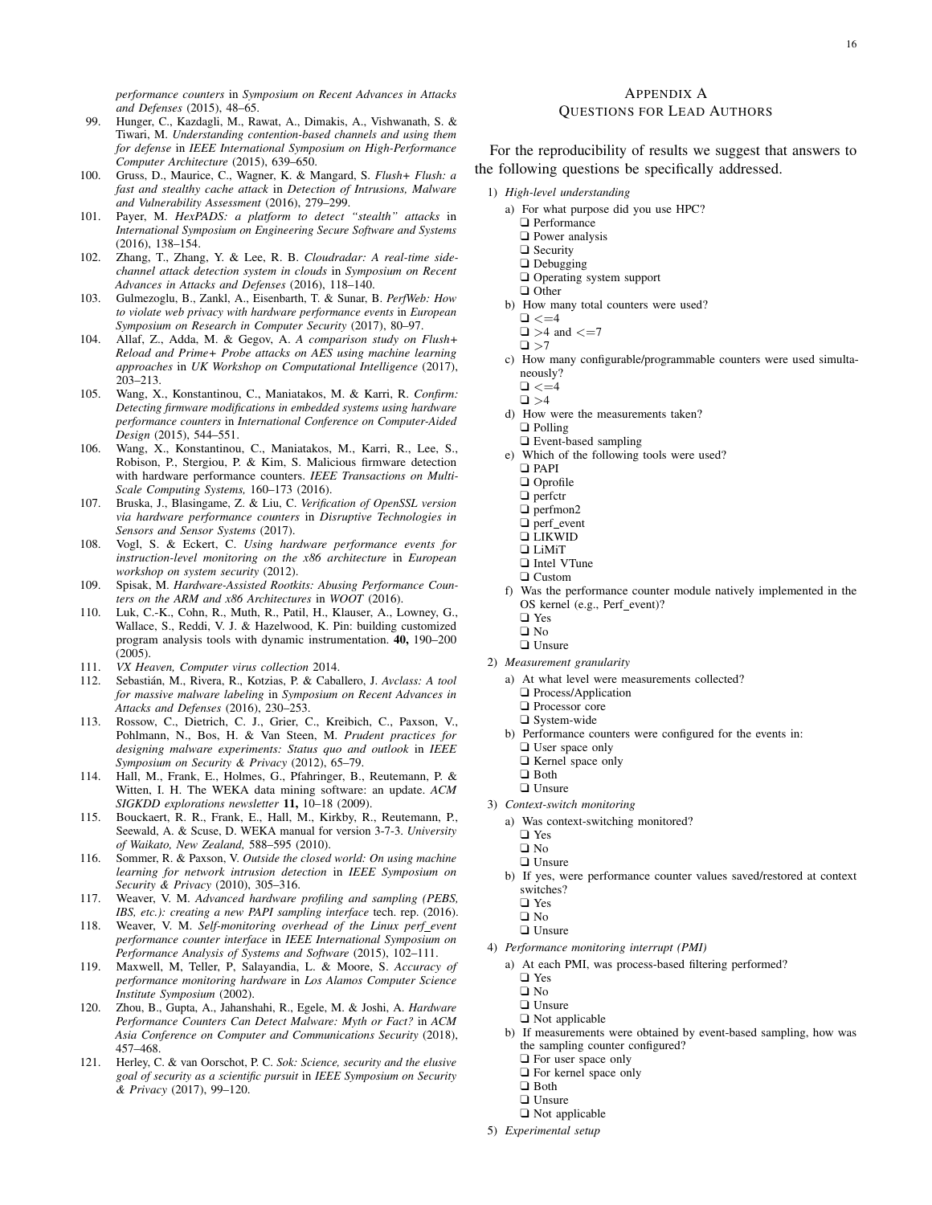*performance counters* in *Symposium on Recent Advances in Attacks and Defenses* (2015), 48–65.

99. Hunger, C., Kazdagli, M., Rawat, A., Dimakis, A., Vishwanath, S. & Tiwari, M. *Understanding contention-based channels and using them for defense* in *IEEE International Symposium on High-Performance Computer Architecture* (2015), 639–650.
100. Gruss, D., Maurice, C., Wagner, K. & Mangard, S. *Flush+ Flush: a fast and stealthy cache attack* in *Detection of Intrusions, Malware and Vulnerability Assessment* (2016), 279–299.
101. Payer, M. *HexPADS: a platform to detect "stealth" attacks* in *International Symposium on Engineering Secure Software and Systems* (2016), 138–154.
102. Zhang, T., Zhang, Y. & Lee, R. B. *Cloudradar: A real-time side-channel attack detection system in clouds* in *Symposium on Recent Advances in Attacks and Defenses* (2016), 118–140.
103. Gulmezoglu, B., Zankl, A., Eisenbarth, T. & Sunar, B. *PerfWeb: How to violate web privacy with hardware performance events* in *European Symposium on Research in Computer Security* (2017), 80–97.
104. Allaf, Z., Adda, M. & Gegov, A. *A comparison study on Flush+ Reload and Prime+ Probe attacks on AES using machine learning approaches* in *UK Workshop on Computational Intelligence* (2017), 203–213.
105. Wang, X., Konstantinou, C., Maniatakos, M. & Karri, R. *Confirm: Detecting firmware modifications in embedded systems using hardware performance counters* in *International Conference on Computer-Aided Design* (2015), 544–551.
106. Wang, X., Konstantinou, C., Maniatakos, M., Karri, R., Lee, S., Robison, P., Stergiou, P. & Kim, S. Malicious firmware detection with hardware performance counters. *IEEE Transactions on Multi-Scale Computing Systems,* 160–173 (2016).
107. Bruska, J., Blasingame, Z. & Liu, C. *Verification of OpenSSL version via hardware performance counters* in *Disruptive Technologies in Sensors and Sensor Systems* (2017).
108. Vogl, S. & Eckert, C. *Using hardware performance events for instruction-level monitoring on the x86 architecture* in *European workshop on system security* (2012).
109. Spisak, M. *Hardware-Assisted Rootkits: Abusing Performance Counters on the ARM and x86 Architectures* in *WOOT* (2016).
110. Luk, C.-K., Cohn, R., Muth, R., Patil, H., Klauser, A., Lowney, G., Wallace, S., Reddi, V. J. & Hazelwood, K. Pin: building customized program analysis tools with dynamic instrumentation. **40,** 190–200 (2005).
111. *VX Heaven, Computer virus collection* 2014.
112. Sebastián, M., Rivera, R., Kotzias, P. & Caballero, J. *Avclass: A tool for massive malware labeling* in *Symposium on Recent Advances in Attacks and Defenses* (2016), 230–253.
113. Rossow, C., Dietrich, C. J., Grier, C., Kreibich, C., Paxson, V., Pohlmann, N., Bos, H. & Van Steen, M. *Prudent practices for designing malware experiments: Status quo and outlook* in *IEEE Symposium on Security & Privacy* (2012), 65–79.
114. Hall, M., Frank, E., Holmes, G., Pfahringer, B., Reutemann, P. & Witten, I. H. The WEKA data mining software: an update. *ACM SIGKDD explorations newsletter* **11,** 10–18 (2009).
115. Bouckaert, R. R., Frank, E., Hall, M., Kirkby, R., Reutemann, P., Seewald, A. & Scuse, D. WEKA manual for version 3-7-3. *University of Waikato, New Zealand,* 588–595 (2010).
116. Sommer, R. & Paxson, V. *Outside the closed world: On using machine learning for network intrusion detection* in *IEEE Symposium on Security & Privacy* (2010), 305–316.
117. Weaver, V. M. *Advanced hardware profiling and sampling (PEBS, IBS, etc.): creating a new PAPI sampling interface* tech. rep. (2016).
118. Weaver, V. M. *Self-monitoring overhead of the Linux perf_event performance counter interface* in *IEEE International Symposium on Performance Analysis of Systems and Software* (2015), 102–111.
119. Maxwell, M, Teller, P, Salayandia, L. & Moore, S. *Accuracy of performance monitoring hardware* in *Los Alamos Computer Science Institute Symposium* (2002).
120. Zhou, B., Gupta, A., Jahanshahi, R., Egele, M. & Joshi, A. *Hardware Performance Counters Can Detect Malware: Myth or Fact?* in *ACM Asia Conference on Computer and Communications Security* (2018), 457–468.
121. Herley, C. & van Oorschot, P. C. *Sok: Science, security and the elusive goal of security as a scientific pursuit* in *IEEE Symposium on Security & Privacy* (2017), 99–120.

## Appendix A
## Questions for Lead Authors

For the reproducibility of results we suggest that answers to the following questions be specifically addressed.

1) *High-level understanding*
   a) For what purpose did you use HPC?
      - ❑ Performance
      - ❑ Power analysis
      - ❑ Security
      - ❑ Debugging
      - ❑ Operating system support
      - ❑ Other
   b) How many total counters were used?
      - ❑ <=4
      - ❑ >4 and <=7
      - ❑ >7
   c) How many configurable/programmable counters were used simultaneously?
      - ❑ <=4
      - ❑ >4
   d) How were the measurements taken?
      - ❑ Polling
      - ❑ Event-based sampling
   e) Which of the following tools were used?
      - ❑ PAPI
      - ❑ Oprofile
      - ❑ perfctr
      - ❑ perfmon2
      - ❑ perf_event
      - ❑ LIKWID
      - ❑ LiMiT
      - ❑ Intel VTune
      - ❑ Custom
   f) Was the performance counter module natively implemented in the OS kernel (e.g., Perf_event)?
      - ❑ Yes
      - ❑ No
      - ❑ Unsure
2) *Measurement granularity*
   a) At what level were measurements collected?
      - ❑ Process/Application
      - ❑ Processor core
      - ❑ System-wide
   b) Performance counters were configured for the events in:
      - ❑ User space only
      - ❑ Kernel space only
      - ❑ Both
      - ❑ Unsure
3) *Context-switch monitoring*
   a) Was context-switching monitored?
      - ❑ Yes
      - ❑ No
      - ❑ Unsure
   b) If yes, were performance counter values saved/restored at context switches?
      - ❑ Yes
      - ❑ No
      - ❑ Unsure
4) *Performance monitoring interrupt (PMI)*
   a) At each PMI, was process-based filtering performed?
      - ❑ Yes
      - ❑ No
      - ❑ Unsure
      - ❑ Not applicable
   b) If measurements were obtained by event-based sampling, how was the sampling counter configured?
      - ❑ For user space only
      - ❑ For kernel space only
      - ❑ Both
      - ❑ Unsure
      - ❑ Not applicable
5) *Experimental setup*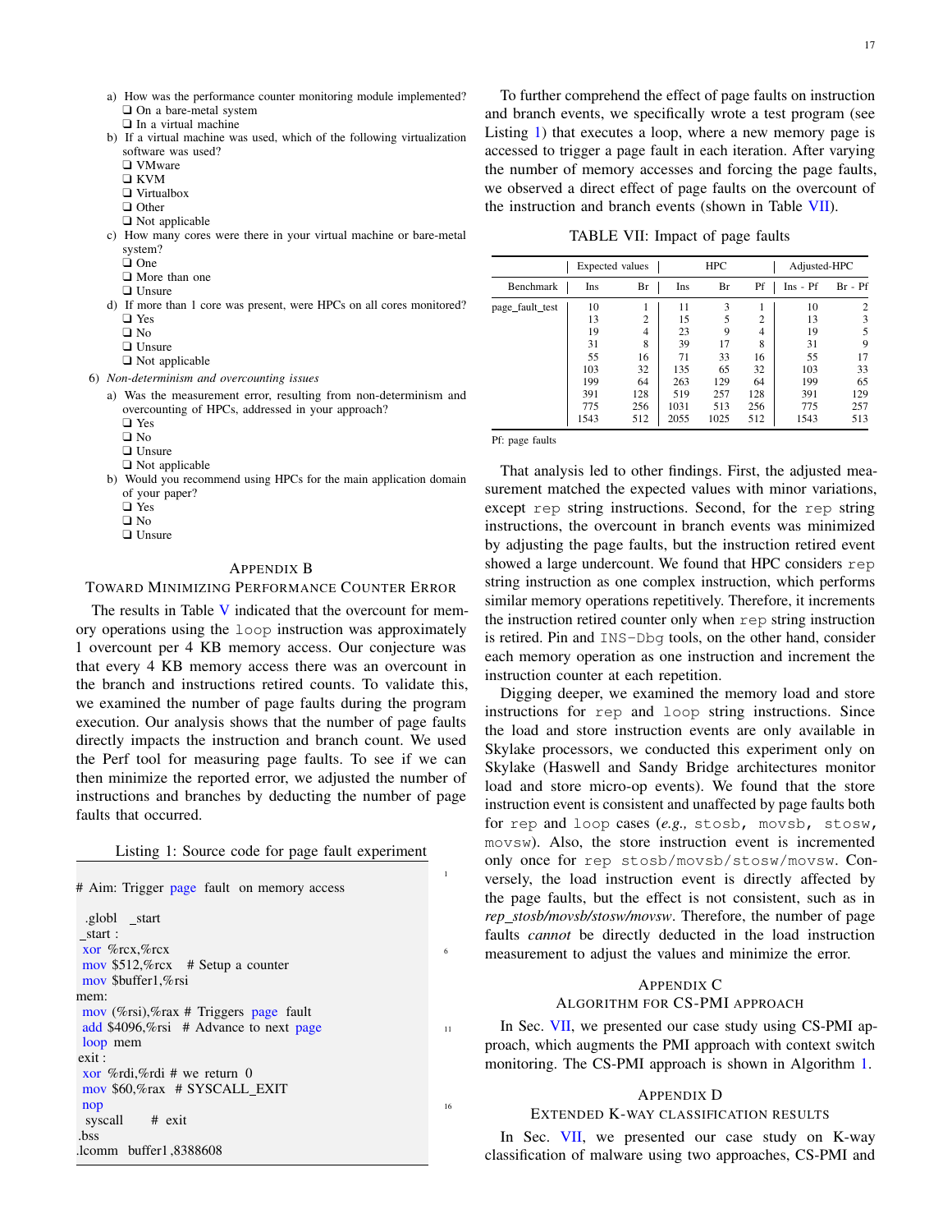a) How was the performance counter monitoring module implemented?
❑ On a bare-metal system
❑ In a virtual machine

b) If a virtual machine was used, which of the following virtualization software was used?
❑ VMware
❑ KVM
❑ Virtualbox
❑ Other
❑ Not applicable

c) How many cores were there in your virtual machine or bare-metal system?
❑ One
❑ More than one
❑ Unsure

d) If more than 1 core was present, were HPCs on all cores monitored?
❑ Yes
❑ No
❑ Unsure
❑ Not applicable

6) *Non-determinism and overcounting issues*

a) Was the measurement error, resulting from non-determinism and overcounting of HPCs, addressed in your approach?
❑ Yes
❑ No
❑ Unsure
❑ Not applicable

b) Would you recommend using HPCs for the main application domain of your paper?
❑ Yes
❑ No
❑ Unsure

## Appendix B
### Toward Minimizing Performance Counter Error

The results in Table V indicated that the overcount for memory operations using the `loop` instruction was approximately 1 overcount per 4 KB memory access. Our conjecture was that every 4 KB memory access there was an overcount in the branch and instructions retired counts. To validate this, we examined the number of page faults during the program execution. Our analysis shows that the number of page faults directly impacts the instruction and branch count. We used the Perf tool for measuring page faults. To see if we can then minimize the reported error, we adjusted the number of instructions and branches by deducting the number of page faults that occurred.

Listing 1: Source code for page fault experiment

```
# Aim: Trigger page fault on memory access

 .globl   _start
_start :
 xor %rcx,%rcx
 mov $512,%rcx    # Setup a counter
 mov $buffer1,%rsi
mem:
 mov (%rsi),%rax # Triggers page fault
 add $4096,%rsi   # Advance to next page
 loop mem
exit :
 xor %rdi,%rdi # we return 0
 mov $60,%rax  # SYSCALL_EXIT
 nop
 syscall      # exit
.bss
.lcomm  buffer1,8388608
```

To further comprehend the effect of page faults on instruction and branch events, we specifically wrote a test program (see Listing 1) that executes a loop, where a new memory page is accessed to trigger a page fault in each iteration. After varying the number of memory accesses and forcing the page faults, we observed a direct effect of page faults on the overcount of the instruction and branch events (shown in Table VII).

TABLE VII: Impact of page faults

| | Expected values | | HPC | | | Adjusted-HPC | |
|---|---|---|---|---|---|---|---|
| Benchmark | Ins | Br | Ins | Br | Pf | Ins - Pf | Br - Pf |
| page_fault_test | 10 | 1 | 11 | 3 | 1 | 10 | 2 |
| | 13 | 2 | 15 | 5 | 2 | 13 | 3 |
| | 19 | 4 | 23 | 9 | 4 | 19 | 5 |
| | 31 | 8 | 39 | 17 | 8 | 31 | 9 |
| | 55 | 16 | 71 | 33 | 16 | 55 | 17 |
| | 103 | 32 | 135 | 65 | 32 | 103 | 33 |
| | 199 | 64 | 263 | 129 | 64 | 199 | 65 |
| | 391 | 128 | 519 | 257 | 128 | 391 | 129 |
| | 775 | 256 | 1031 | 513 | 256 | 775 | 257 |
| | 1543 | 512 | 2055 | 1025 | 512 | 1543 | 513 |

Pf: page faults

That analysis led to other findings. First, the adjusted measurement matched the expected values with minor variations, except `rep` string instructions. Second, for the `rep` string instructions, the overcount in branch events was minimized by adjusting the page faults, but the instruction retired event showed a large undercount. We found that HPC considers `rep` string instruction as one complex instruction, which performs similar memory operations repetitively. Therefore, it increments the instruction retired counter only when `rep` string instruction is retired. Pin and `INS-Dbg` tools, on the other hand, consider each memory operation as one instruction and increment the instruction counter at each repetition.

Digging deeper, we examined the memory load and store instructions for `rep` and `loop` string instructions. Since the load and store instruction events are only available in Skylake processors, we conducted this experiment only on Skylake (Haswell and Sandy Bridge architectures monitor load and store micro-op events). We found that the store instruction event is consistent and unaffected by page faults both for `rep` and `loop` cases (*e.g.,* `stosb, movsb, stosw, movsw`). Also, the store instruction event is incremented only once for `rep stosb/movsb/stosw/movsw`. Conversely, the load instruction event is directly affected by the page faults, but the effect is not consistent, such as in *rep_stosb/movsb/stosw/movsw*. Therefore, the number of page faults *cannot* be directly deducted in the load instruction measurement to adjust the values and minimize the error.

## Appendix C
### Algorithm for CS-PMI approach

In Sec. VII, we presented our case study using CS-PMI approach, which augments the PMI approach with context switch monitoring. The CS-PMI approach is shown in Algorithm 1.

## Appendix D
### Extended K-way classification results

In Sec. VII, we presented our case study on K-way classification of malware using two approaches, CS-PMI and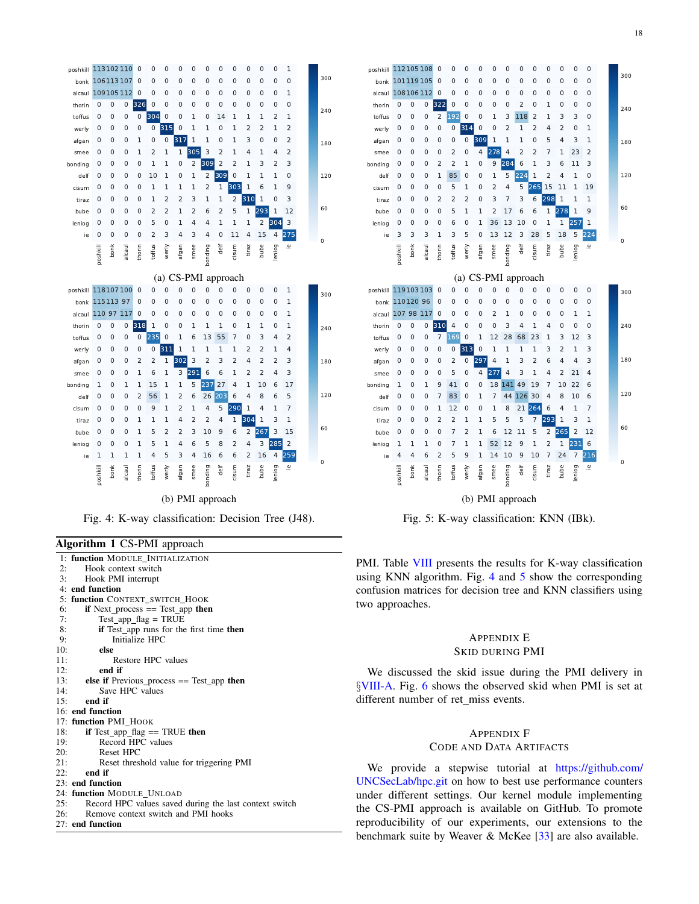(a) CS-PMI approach

(b) PMI approach

Fig. 4: K-way classification: Decision Tree (J48).

**Algorithm 1** CS-PMI approach

```
 1: function MODULE_INITIALIZATION
 2:     Hook context switch
 3:     Hook PMI interrupt
 4: end function
 5: function CONTEXT_SWITCH_HOOK
 6:     if Next_process == Test_app then
 7:         Test_app_flag = TRUE
 8:         if Test_app runs for the first time then
 9:             Initialize HPC
10:         else
11:             Restore HPC values
12:         end if
13:     else if Previous_process == Test_app then
14:         Save HPC values
15:     end if
16: end function
17: function PMI_HOOK
18:     if Test_app_flag == TRUE then
19:         Record HPC values
20:         Reset HPC
21:         Reset threshold value for triggering PMI
22:     end if
23: end function
24: function MODULE_UNLOAD
25:     Record HPC values saved during the last context switch
26:     Remove context switch and PMI hooks
27: end function
```

(a) CS-PMI approach

(b) PMI approach

Fig. 5: K-way classification: KNN (IBk).

PMI. Table VIII presents the results for K-way classification using KNN algorithm. Fig. 4 and 5 show the corresponding confusion matrices for decision tree and KNN classifiers using two approaches.

## Appendix E
## Skid During PMI

We discussed the skid issue during the PMI delivery in §VIII-A. Fig. 6 shows the observed skid when PMI is set at different number of ret_miss events.

## Appendix F
## Code and Data Artifacts

We provide a stepwise tutorial at https://github.com/UNCSecLab/hpc.git on how to best use performance counters under different settings. Our kernel module implementing the CS-PMI approach is available on GitHub. To promote reproducibility of our experiments, our extensions to the benchmark suite by Weaver & McKee [33] are also available.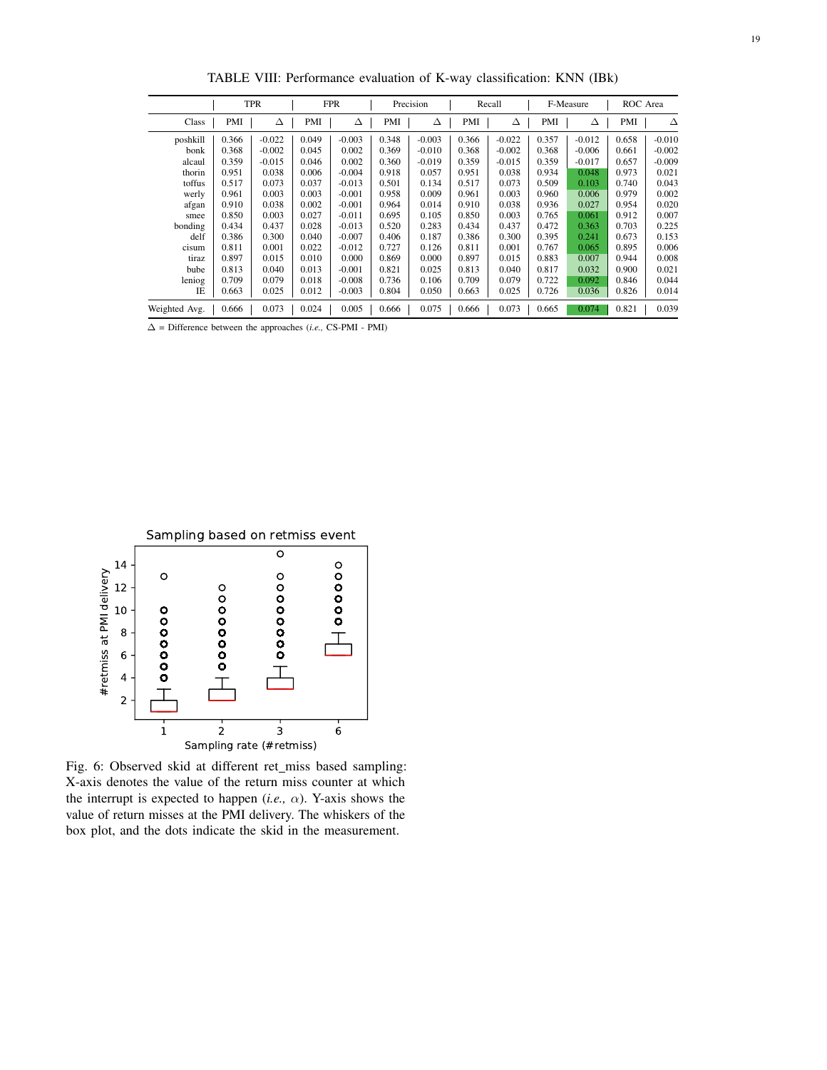TABLE VIII: Performance evaluation of K-way classification: KNN (IBk)

| | TPR | | FPR | | Precision | | Recall | | F-Measure | | ROC Area | |
|---|---|---|---|---|---|---|---|---|---|---|---|---|
| Class | PMI | Δ | PMI | Δ | PMI | Δ | PMI | Δ | PMI | Δ | PMI | Δ |
| poshkill | 0.366 | -0.022 | 0.049 | -0.003 | 0.348 | -0.003 | 0.366 | -0.022 | 0.357 | -0.012 | 0.658 | -0.010 |
| bonk | 0.368 | -0.002 | 0.045 | 0.002 | 0.369 | -0.010 | 0.368 | -0.002 | 0.368 | -0.006 | 0.661 | -0.002 |
| alcaul | 0.359 | -0.015 | 0.046 | 0.002 | 0.360 | -0.019 | 0.359 | -0.015 | 0.359 | -0.017 | 0.657 | -0.009 |
| thorin | 0.951 | 0.038 | 0.006 | -0.004 | 0.918 | 0.057 | 0.951 | 0.038 | 0.934 | 0.048 | 0.973 | 0.021 |
| toffus | 0.517 | 0.073 | 0.037 | -0.013 | 0.501 | 0.134 | 0.517 | 0.073 | 0.509 | 0.103 | 0.740 | 0.043 |
| werly | 0.961 | 0.003 | 0.003 | -0.001 | 0.958 | 0.009 | 0.961 | 0.003 | 0.960 | 0.006 | 0.979 | 0.002 |
| afgan | 0.910 | 0.038 | 0.002 | -0.001 | 0.964 | 0.014 | 0.910 | 0.038 | 0.936 | 0.027 | 0.954 | 0.020 |
| smee | 0.850 | 0.003 | 0.027 | -0.011 | 0.695 | 0.105 | 0.850 | 0.003 | 0.765 | 0.061 | 0.912 | 0.007 |
| bonding | 0.434 | 0.437 | 0.028 | -0.013 | 0.520 | 0.283 | 0.434 | 0.437 | 0.472 | 0.363 | 0.703 | 0.225 |
| delf | 0.386 | 0.300 | 0.040 | -0.007 | 0.406 | 0.187 | 0.386 | 0.300 | 0.395 | 0.241 | 0.673 | 0.153 |
| cisum | 0.811 | 0.001 | 0.022 | -0.012 | 0.727 | 0.126 | 0.811 | 0.001 | 0.767 | 0.065 | 0.895 | 0.006 |
| tiraz | 0.897 | 0.015 | 0.010 | 0.000 | 0.869 | 0.000 | 0.897 | 0.015 | 0.883 | 0.007 | 0.944 | 0.008 |
| bube | 0.813 | 0.040 | 0.013 | -0.001 | 0.821 | 0.025 | 0.813 | 0.040 | 0.817 | 0.032 | 0.900 | 0.021 |
| leniog | 0.709 | 0.079 | 0.018 | -0.008 | 0.736 | 0.106 | 0.709 | 0.079 | 0.722 | 0.092 | 0.846 | 0.044 |
| IE | 0.663 | 0.025 | 0.012 | -0.003 | 0.804 | 0.050 | 0.663 | 0.025 | 0.726 | 0.036 | 0.826 | 0.014 |
| Weighted Avg. | 0.666 | 0.073 | 0.024 | 0.005 | 0.666 | 0.075 | 0.666 | 0.073 | 0.665 | 0.074 | 0.821 | 0.039 |

Δ = Difference between the approaches (*i.e.,* CS-PMI - PMI)

Sampling based on retmiss event

#retmiss at PMI delivery

Sampling rate (#retmiss)

Fig. 6: Observed skid at different ret_miss based sampling: X-axis denotes the value of the return miss counter at which the interrupt is expected to happen (*i.e.,* $\alpha$). Y-axis shows the value of return misses at the PMI delivery. The whiskers of the box plot, and the dots indicate the skid in the measurement.